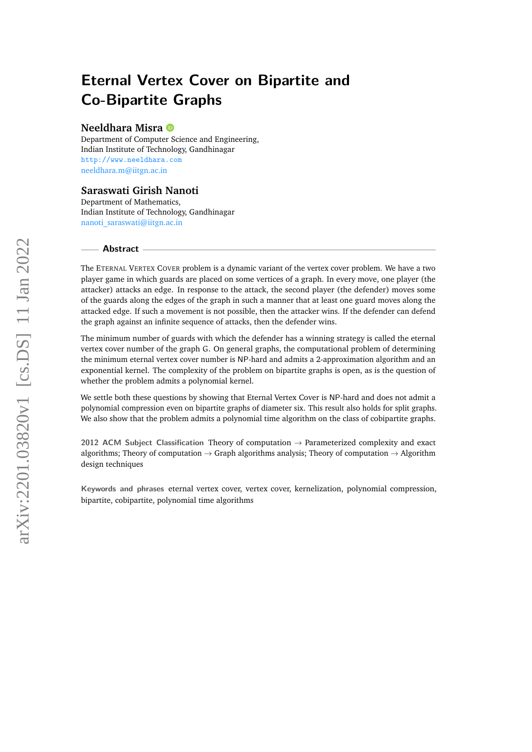# Eternal Vertex Cover on Bipartite and Co-Bipartite Graphs

**Neeldhara Misra**
Department of Computer Science and Engineering,
Indian Institute of Technology, Gandhinagar
http://www.neeldhara.com
neeldhara.m@iitgn.ac.in

**Saraswati Girish Nanoti**
Department of Mathematics,
Indian Institute of Technology, Gandhinagar
nanoti_saraswati@iitgn.ac.in

## Abstract

The Eternal Vertex Cover problem is a dynamic variant of the vertex cover problem. We have a two player game in which guards are placed on some vertices of a graph. In every move, one player (the attacker) attacks an edge. In response to the attack, the second player (the defender) moves some of the guards along the edges of the graph in such a manner that at least one guard moves along the attacked edge. If such a movement is not possible, then the attacker wins. If the defender can defend the graph against an infinite sequence of attacks, then the defender wins.

The minimum number of guards with which the defender has a winning strategy is called the eternal vertex cover number of the graph $G$. On general graphs, the computational problem of determining the minimum eternal vertex cover number is NP-hard and admits a 2-approximation algorithm and an exponential kernel. The complexity of the problem on bipartite graphs is open, as is the question of whether the problem admits a polynomial kernel.

We settle both these questions by showing that Eternal Vertex Cover is NP-hard and does not admit a polynomial compression even on bipartite graphs of diameter six. This result also holds for split graphs. We also show that the problem admits a polynomial time algorithm on the class of cobipartite graphs.

**2012 ACM Subject Classification** Theory of computation → Parameterized complexity and exact algorithms; Theory of computation → Graph algorithms analysis; Theory of computation → Algorithm design techniques

**Keywords and phrases** eternal vertex cover, vertex cover, kernelization, polynomial compression, bipartite, cobipartite, polynomial time algorithms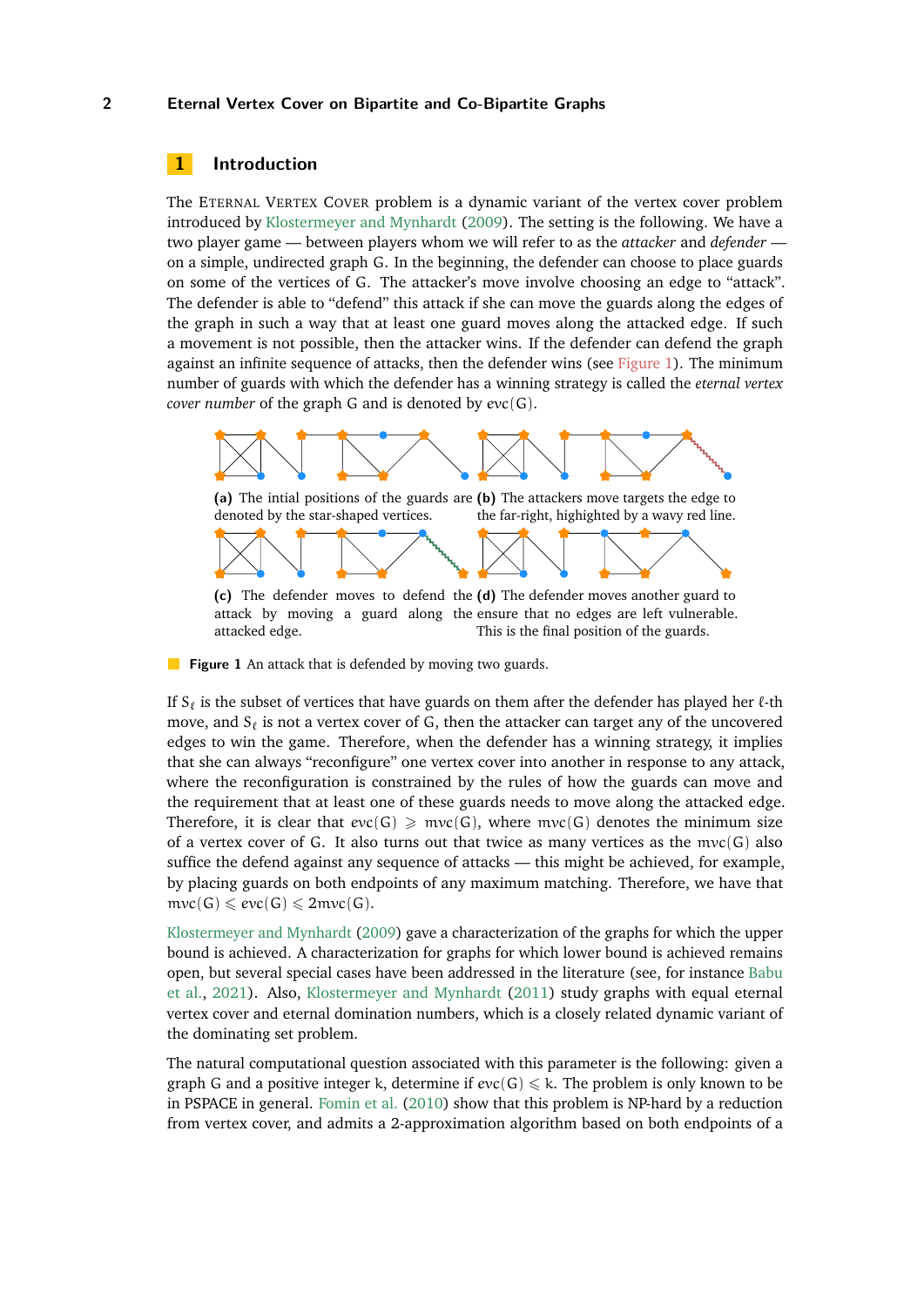## 1 Introduction

The Eternal Vertex Cover problem is a dynamic variant of the vertex cover problem introduced by Klostermeyer and Mynhardt (2009). The setting is the following. We have a two player game — between players whom we will refer to as the *attacker* and *defender* — on a simple, undirected graph G. In the beginning, the defender can choose to place guards on some of the vertices of G. The attacker's move involve choosing an edge to "attack". The defender is able to "defend" this attack if she can move the guards along the edges of the graph in such a way that at least one guard moves along the attacked edge. If such a movement is not possible, then the attacker wins. If the defender can defend the graph against an infinite sequence of attacks, then the defender wins (see Figure 1). The minimum number of guards with which the defender has a winning strategy is called the *eternal vertex cover number* of the graph G and is denoted by $evc(G)$.

**(a)** The intial positions of the guards are denoted by the star-shaped vertices.

**(b)** The attackers move targets the edge to the far-right, highighted by a wavy red line.

**(c)** The defender moves to defend the attack by moving a guard along attacked edge.

**(d)** The defender moves another guard to ensure that no edges are left vulnerable. This is the final position of the guards.

**Figure 1** An attack that is defended by moving two guards.

If $S_\ell$ is the subset of vertices that have guards on them after the defender has played her $\ell$-th move, and $S_\ell$ is not a vertex cover of G, then the attacker can target any of the uncovered edges to win the game. Therefore, when the defender has a winning strategy, it implies that she can always "reconfigure" one vertex cover into another in response to any attack, where the reconfiguration is constrained by the rules of how the guards can move and the requirement that at least one of these guards needs to move along the attacked edge. Therefore, it is clear that $evc(G) \geqslant mvc(G)$, where $mvc(G)$ denotes the minimum size of a vertex cover of G. It also turns out that twice as many vertices as the $mvc(G)$ also suffice the defend against any sequence of attacks — this might be achieved, for example, by placing guards on both endpoints of any maximum matching. Therefore, we have that $mvc(G) \leqslant evc(G) \leqslant 2mvc(G)$.

Klostermeyer and Mynhardt (2009) gave a characterization of the graphs for which the upper bound is achieved. A characterization for graphs for which lower bound is achieved remains open, but several special cases have been addressed in the literature (see, for instance Babu et al., 2021). Also, Klostermeyer and Mynhardt (2011) study graphs with equal eternal vertex cover and eternal domination numbers, which is a closely related dynamic variant of the dominating set problem.

The natural computational question associated with this parameter is the following: given a graph G and a positive integer k, determine if $evc(G) \leqslant k$. The problem is only known to be in PSPACE in general. Fomin et al. (2010) show that this problem is NP-hard by a reduction from vertex cover, and admits a 2-approximation algorithm based on both endpoints of a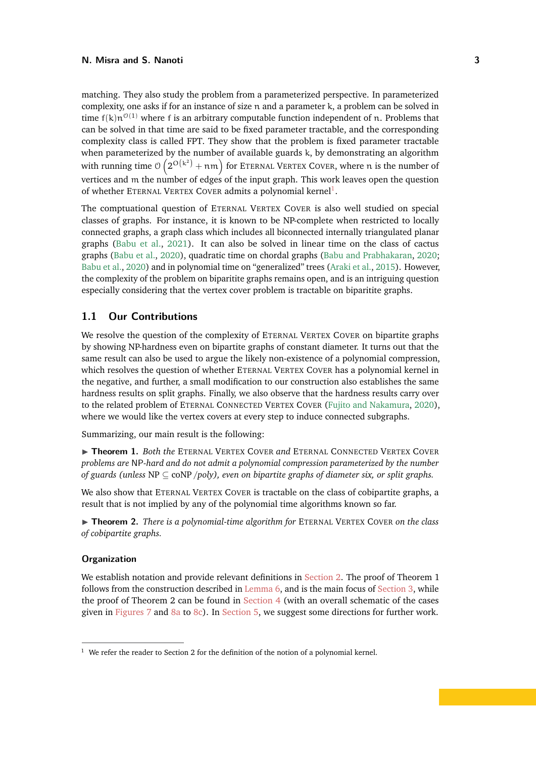matching. They also study the problem from a parameterized perspective. In parameterized complexity, one asks if for an instance of size $n$ and a parameter $k$, a problem can be solved in time $f(k)n^{\mathcal{O}(1)}$ where $f$ is an arbitrary computable function independent of $n$. Problems that can be solved in that time are said to be fixed parameter tractable, and the corresponding complexity class is called FPT. They show that the problem is fixed parameter tractable when parameterized by the number of available guards $k$, by demonstrating an algorithm with running time $\mathcal{O}\left(2^{\mathcal{O}(k^2)} + nm\right)$ for Eternal Vertex Cover, where $n$ is the number of vertices and $m$ the number of edges of the input graph. This work leaves open the question of whether Eternal Vertex Cover admits a polynomial kernel[1].

The comptuational question of Eternal Vertex Cover is also well studied on special classes of graphs. For instance, it is known to be NP-complete when restricted to locally connected graphs, a graph class which includes all biconnected internally triangulated planar graphs (Babu et al., 2021). It can also be solved in linear time on the class of cactus graphs (Babu et al., 2020), quadratic time on chordal graphs (Babu and Prabhakaran, 2020; Babu et al., 2020) and in polynomial time on "generalized" trees (Araki et al., 2015). However, the complexity of the problem on biparitite graphs remains open, and is an intriguing question especially considering that the vertex cover problem is tractable on biparitite graphs.

## 1.1 Our Contributions

We resolve the question of the complexity of Eternal Vertex Cover on bipartite graphs by showing NP-hardness even on bipartite graphs of constant diameter. It turns out that the same result can also be used to argue the likely non-existence of a polynomial compression, which resolves the question of whether Eternal Vertex Cover has a polynomial kernel in the negative, and further, a small modification to our construction also establishes the same hardness results on split graphs. Finally, we also observe that the hardness results carry over to the related problem of Eternal Connected Vertex Cover (Fujito and Nakamura, 2020), where we would like the vertex covers at every step to induce connected subgraphs.

Summarizing, our main result is the following:

▶ **Theorem 1.** *Both the* Eternal Vertex Cover *and* Eternal Connected Vertex Cover *problems are* NP*-hard and do not admit a polynomial compression parameterized by the number of guards (unless* NP $\subseteq$ coNP */poly), even on bipartite graphs of diameter six, or split graphs.*

We also show that Eternal Vertex Cover is tractable on the class of cobipartite graphs, a result that is not implied by any of the polynomial time algorithms known so far.

▶ **Theorem 2.** *There is a polynomial-time algorithm for* Eternal Vertex Cover *on the class of cobipartite graphs.*

### Organization

We establish notation and provide relevant definitions in Section 2. The proof of Theorem 1 follows from the construction described in Lemma 6, and is the main focus of Section 3, while the proof of Theorem 2 can be found in Section 4 (with an overall schematic of the cases given in Figures 7 and 8a to 8c). In Section 5, we suggest some directions for further work.

[1] We refer the reader to Section 2 for the definition of the notion of a polynomial kernel.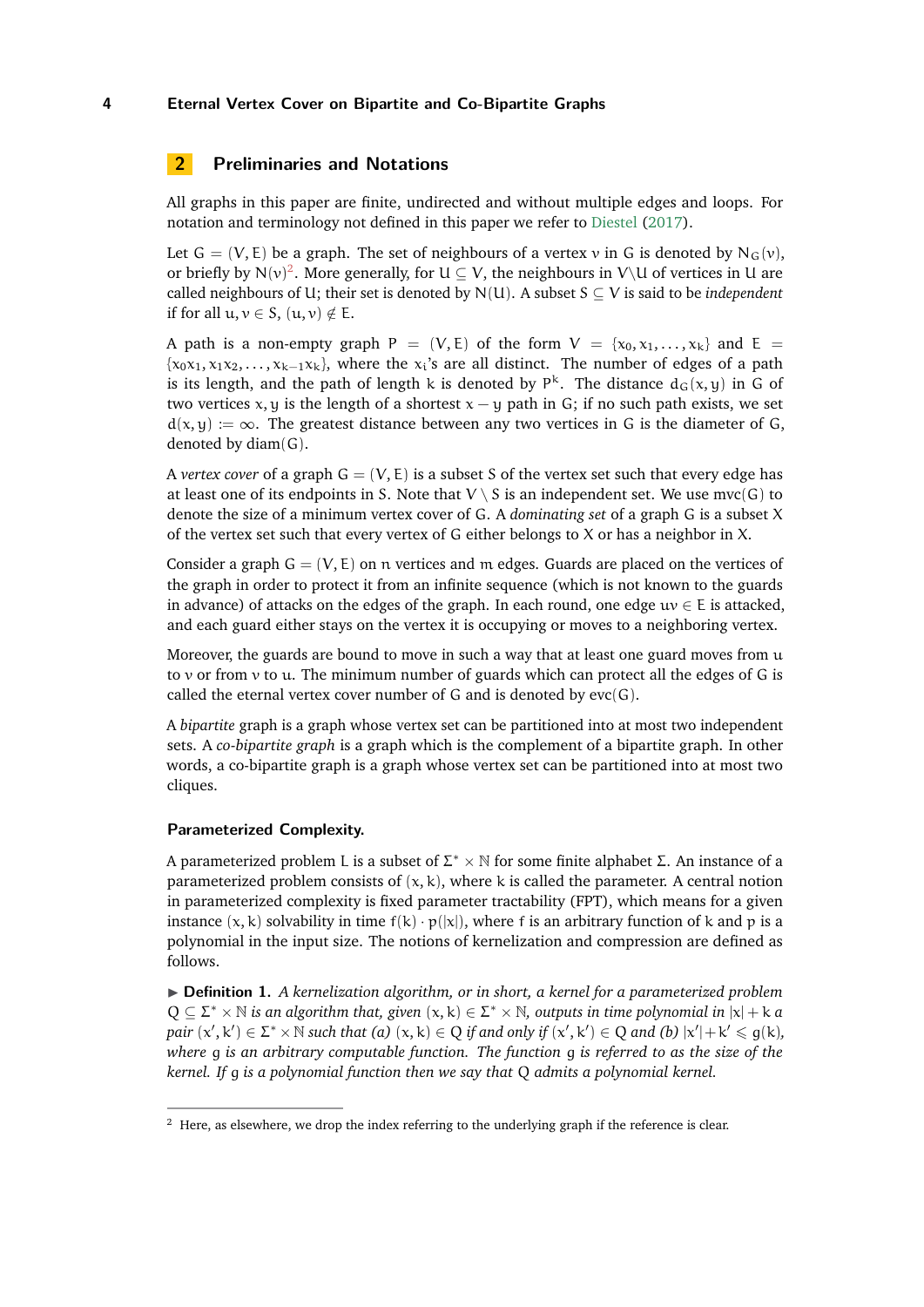## 2 Preliminaries and Notations

All graphs in this paper are finite, undirected and without multiple edges and loops. For notation and terminology not defined in this paper we refer to Diestel (2017).

Let $G = (V, E)$ be a graph. The set of neighbours of a vertex $v$ in $G$ is denoted by $N_G(v)$, or briefly by $N(v)$[2]. More generally, for $U \subseteq V$, the neighbours in $V \setminus U$ of vertices in $U$ are called neighbours of $U$; their set is denoted by $N(U)$. A subset $S \subseteq V$ is said to be *independent* if for all $u, v \in S$, $(u, v) \notin E$.

A path is a non-empty graph $P = (V, E)$ of the form $V = \{x_0, x_1, \ldots, x_k\}$ and $E = \{x_0x_1, x_1x_2, \ldots, x_{k-1}x_k\}$, where the $x_i$'s are all distinct. The number of edges of a path is its length, and the path of length $k$ is denoted by $P^k$. The distance $d_G(x, y)$ in $G$ of two vertices $x, y$ is the length of a shortest $x - y$ path in $G$; if no such path exists, we set $d(x, y) := \infty$. The greatest distance between any two vertices in $G$ is the diameter of $G$, denoted by $\text{diam}(G)$.

A *vertex cover* of a graph $G = (V, E)$ is a subset $S$ of the vertex set such that every edge has at least one of its endpoints in $S$. Note that $V \setminus S$ is an independent set. We use $\text{mvc}(G)$ to denote the size of a minimum vertex cover of $G$. A *dominating set* of a graph $G$ is a subset $X$ of the vertex set such that every vertex of $G$ either belongs to $X$ or has a neighbor in $X$.

Consider a graph $G = (V, E)$ on $n$ vertices and $m$ edges. Guards are placed on the vertices of the graph in order to protect it from an infinite sequence (which is not known to the guards in advance) of attacks on the edges of the graph. In each round, one edge $uv \in E$ is attacked, and each guard either stays on the vertex it is occupying or moves to a neighboring vertex.

Moreover, the guards are bound to move in such a way that at least one guard moves from $u$ to $v$ or from $v$ to $u$. The minimum number of guards which can protect all the edges of $G$ is called the eternal vertex cover number of $G$ and is denoted by $\text{evc}(G)$.

A *bipartite* graph is a graph whose vertex set can be partitioned into at most two independent sets. A *co-bipartite graph* is a graph which is the complement of a bipartite graph. In other words, a co-bipartite graph is a graph whose vertex set can be partitioned into at most two cliques.

#### Parameterized Complexity.

A parameterized problem $L$ is a subset of $\Sigma^* \times \mathbb{N}$ for some finite alphabet $\Sigma$. An instance of a parameterized problem consists of $(x, k)$, where $k$ is called the parameter. A central notion in parameterized complexity is fixed parameter tractability (FPT), which means for a given instance $(x, k)$ solvability in time $f(k) \cdot p(|x|)$, where $f$ is an arbitrary function of $k$ and $p$ is a polynomial in the input size. The notions of kernelization and compression are defined as follows.

▶ **Definition 1.** *A kernelization algorithm, or in short, a kernel for a parameterized problem $Q \subseteq \Sigma^* \times \mathbb{N}$ is an algorithm that, given $(x, k) \in \Sigma^* \times \mathbb{N}$, outputs in time polynomial in $|x| + k$ a pair $(x', k') \in \Sigma^* \times \mathbb{N}$ such that (a) $(x, k) \in Q$ if and only if $(x', k') \in Q$ and (b) $|x'| + k' \leqslant g(k)$, where $g$ is an arbitrary computable function. The function $g$ is referred to as the size of the kernel. If $g$ is a polynomial function then we say that $Q$ admits a polynomial kernel.*

[2] Here, as elsewhere, we drop the index referring to the underlying graph if the reference is clear.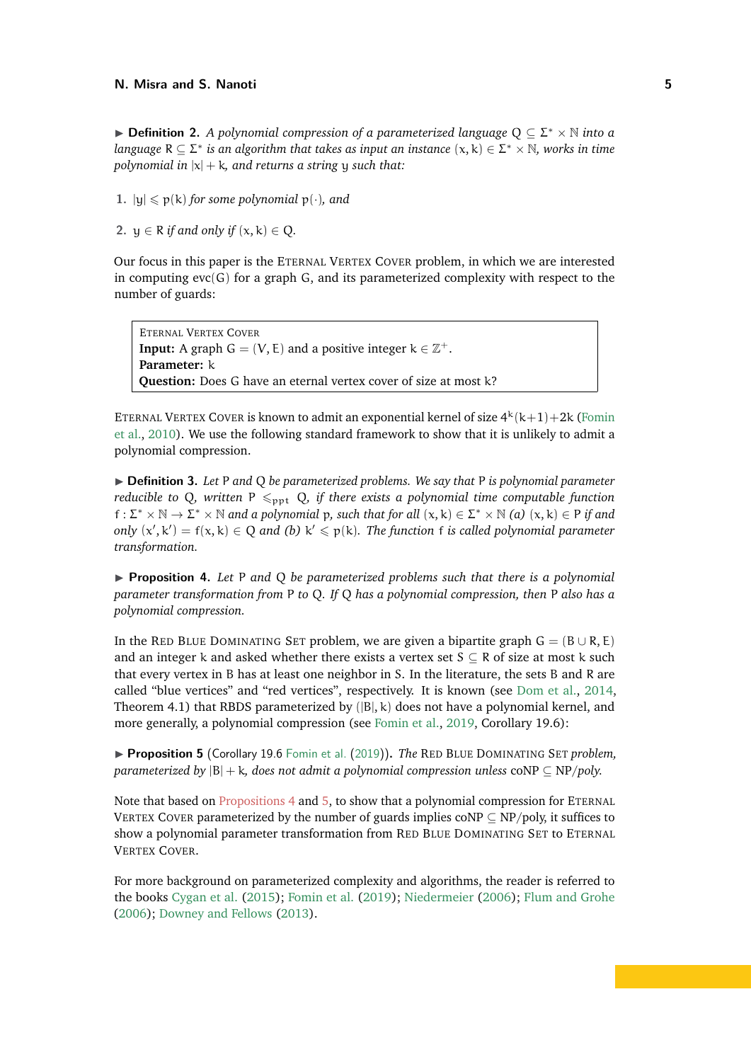▶ **Definition 2.** *A polynomial compression of a parameterized language $Q \subseteq \Sigma^* \times \mathbb{N}$ into a language $R \subseteq \Sigma^*$ is an algorithm that takes as input an instance $(x, k) \in \Sigma^* \times \mathbb{N}$, works in time polynomial in $|x| + k$, and returns a string $y$ such that:*

1. $|y| \leqslant p(k)$ *for some polynomial* $p(\cdot)$*, and*
2. $y \in R$ *if and only if* $(x, k) \in Q$.

Our focus in this paper is the Eternal Vertex Cover problem, in which we are interested in computing $\text{evc}(G)$ for a graph $G$, and its parameterized complexity with respect to the number of guards:

> Eternal Vertex Cover
> **Input:** A graph $G = (V, E)$ and a positive integer $k \in \mathbb{Z}^+$.
> **Parameter:** $k$
> **Question:** Does $G$ have an eternal vertex cover of size at most $k$?

Eternal Vertex Cover is known to admit an exponential kernel of size $4^k(k+1)+2k$ (Fomin et al., 2010). We use the following standard framework to show that it is unlikely to admit a polynomial compression.

▶ **Definition 3.** *Let $P$ and $Q$ be parameterized problems. We say that $P$ is polynomial parameter reducible to $Q$, written $P \leqslant_{ppt} Q$, if there exists a polynomial time computable function $f : \Sigma^* \times \mathbb{N} \to \Sigma^* \times \mathbb{N}$ and a polynomial $p$, such that for all $(x, k) \in \Sigma^* \times \mathbb{N}$ (a) $(x, k) \in P$ if and only $(x', k') = f(x, k) \in Q$ and (b) $k' \leqslant p(k)$. The function $f$ is called polynomial parameter transformation.*

▶ **Proposition 4.** *Let $P$ and $Q$ be parameterized problems such that there is a polynomial parameter transformation from $P$ to $Q$. If $Q$ has a polynomial compression, then $P$ also has a polynomial compression.*

In the Red Blue Dominating Set problem, we are given a bipartite graph $G = (B \cup R, E)$ and an integer $k$ and asked whether there exists a vertex set $S \subseteq R$ of size at most $k$ such that every vertex in $B$ has at least one neighbor in $S$. In the literature, the sets $B$ and $R$ are called "blue vertices" and "red vertices", respectively. It is known (see Dom et al., 2014, Theorem 4.1) that RBDS parameterized by $(|B|, k)$ does not have a polynomial kernel, and more generally, a polynomial compression (see Fomin et al., 2019, Corollary 19.6):

▶ **Proposition 5** (Corollary 19.6 Fomin et al. (2019))**.** *The Red Blue Dominating Set problem, parameterized by $|B| + k$, does not admit a polynomial compression unless* coNP $\subseteq$ NP/poly*.*

Note that based on Propositions 4 and 5, to show that a polynomial compression for Eternal Vertex Cover parameterized by the number of guards implies coNP $\subseteq$ NP/poly, it suffices to show a polynomial parameter transformation from Red Blue Dominating Set to Eternal Vertex Cover.

For more background on parameterized complexity and algorithms, the reader is referred to the books Cygan et al. (2015); Fomin et al. (2019); Niedermeier (2006); Flum and Grohe (2006); Downey and Fellows (2013).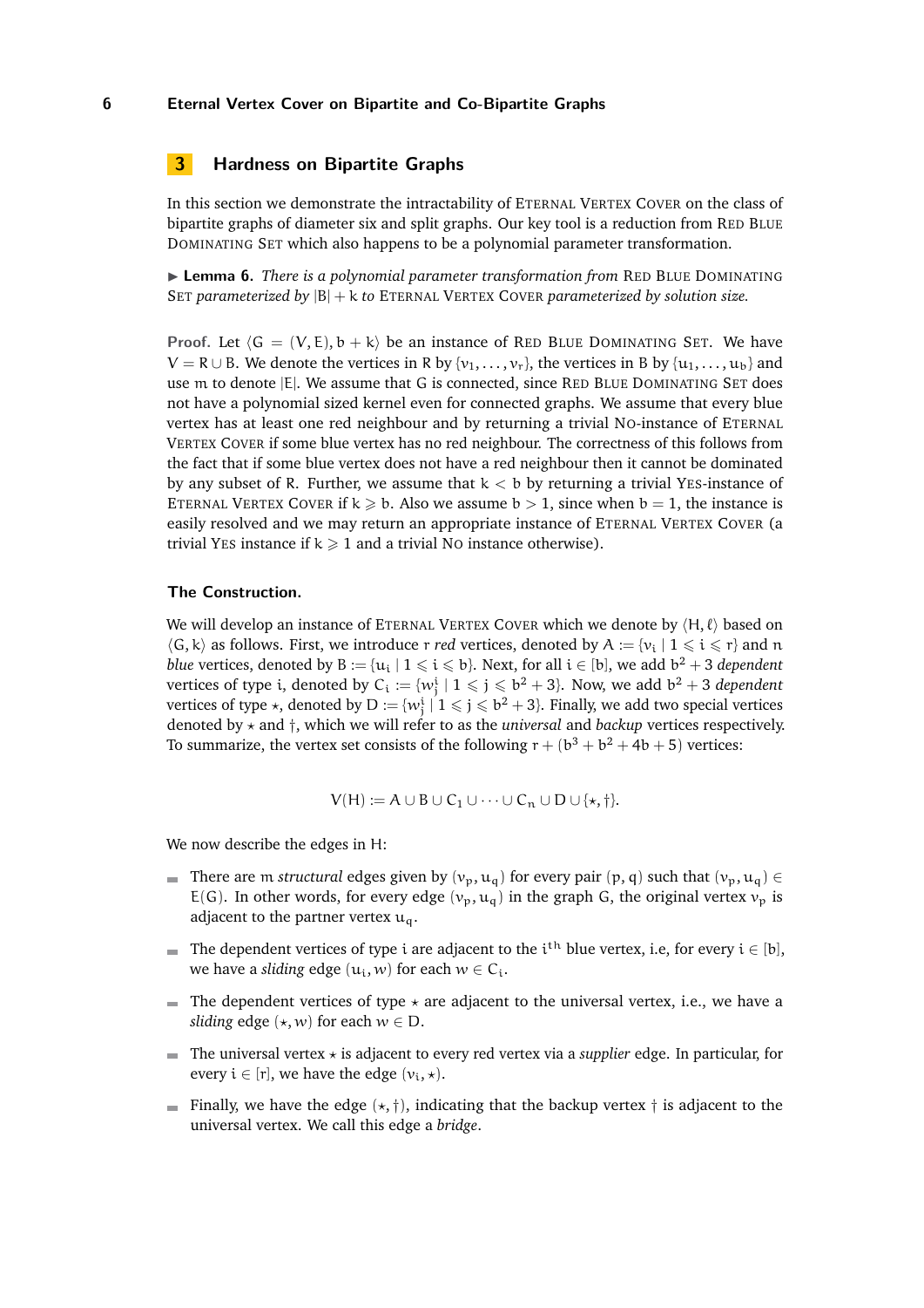## 3 Hardness on Bipartite Graphs

In this section we demonstrate the intractability of Eternal Vertex Cover on the class of bipartite graphs of diameter six and split graphs. Our key tool is a reduction from Red Blue Dominating Set which also happens to be a polynomial parameter transformation.

▶ **Lemma 6.** *There is a polynomial parameter transformation from* Red Blue Dominating Set *parameterized by* $|B| + k$ *to* Eternal Vertex Cover *parameterized by solution size.*

**Proof.** Let $\langle G = (V, E), b + k \rangle$ be an instance of Red Blue Dominating Set. We have $V = R \cup B$. We denote the vertices in $R$ by $\{v_1, \ldots, v_r\}$, the vertices in $B$ by $\{u_1, \ldots, u_b\}$ and use $m$ to denote $|E|$. We assume that $G$ is connected, since Red Blue Dominating Set does not have a polynomial sized kernel even for connected graphs. We assume that every blue vertex has at least one red neighbour and by returning a trivial No-instance of Eternal Vertex Cover if some blue vertex has no red neighbour. The correctness of this follows from the fact that if some blue vertex does not have a red neighbour then it cannot be dominated by any subset of $R$. Further, we assume that $k < b$ by returning a trivial Yes-instance of Eternal Vertex Cover if $k \geqslant b$. Also we assume $b > 1$, since when $b = 1$, the instance is easily resolved and we may return an appropriate instance of Eternal Vertex Cover (a trivial Yes instance if $k \geqslant 1$ and a trivial No instance otherwise).

### The Construction.

We will develop an instance of Eternal Vertex Cover which we denote by $\langle H, \ell \rangle$ based on $\langle G, k \rangle$ as follows. First, we introduce $r$ *red* vertices, denoted by $A := \{v_i \mid 1 \leqslant i \leqslant r\}$ and $n$ *blue* vertices, denoted by $B := \{u_i \mid 1 \leqslant i \leqslant b\}$. Next, for all $i \in [b]$, we add $b^2 + 3$ *dependent* vertices of type $i$, denoted by $C_i := \{w^i_j \mid 1 \leqslant j \leqslant b^2 + 3\}$. Now, we add $b^2 + 3$ *dependent* vertices of type $\star$, denoted by $D := \{w^i_j \mid 1 \leqslant j \leqslant b^2 + 3\}$. Finally, we add two special vertices denoted by $\star$ and $\dagger$, which we will refer to as the *universal* and *backup* vertices respectively. To summarize, the vertex set consists of the following $r + (b^3 + b^2 + 4b + 5)$ vertices:

$$V(H) := A \cup B \cup C_1 \cup \cdots \cup C_n \cup D \cup \{\star, \dagger\}.$$

We now describe the edges in $H$:

- There are $m$ *structural* edges given by $(v_p, u_q)$ for every pair $(p, q)$ such that $(v_p, u_q) \in E(G)$. In other words, for every edge $(v_p, u_q)$ in the graph $G$, the original vertex $v_p$ is adjacent to the partner vertex $u_q$.
- The dependent vertices of type $i$ are adjacent to the $i^{\text{th}}$ blue vertex, i.e, for every $i \in [b]$, we have a *sliding* edge $(u_i, w)$ for each $w \in C_i$.
- The dependent vertices of type $\star$ are adjacent to the universal vertex, i.e., we have a *sliding* edge $(\star, w)$ for each $w \in D$.
- The universal vertex $\star$ is adjacent to every red vertex via a *supplier* edge. In particular, for every $i \in [r]$, we have the edge $(v_i, \star)$.
- Finally, we have the edge $(\star, \dagger)$, indicating that the backup vertex $\dagger$ is adjacent to the universal vertex. We call this edge a *bridge*.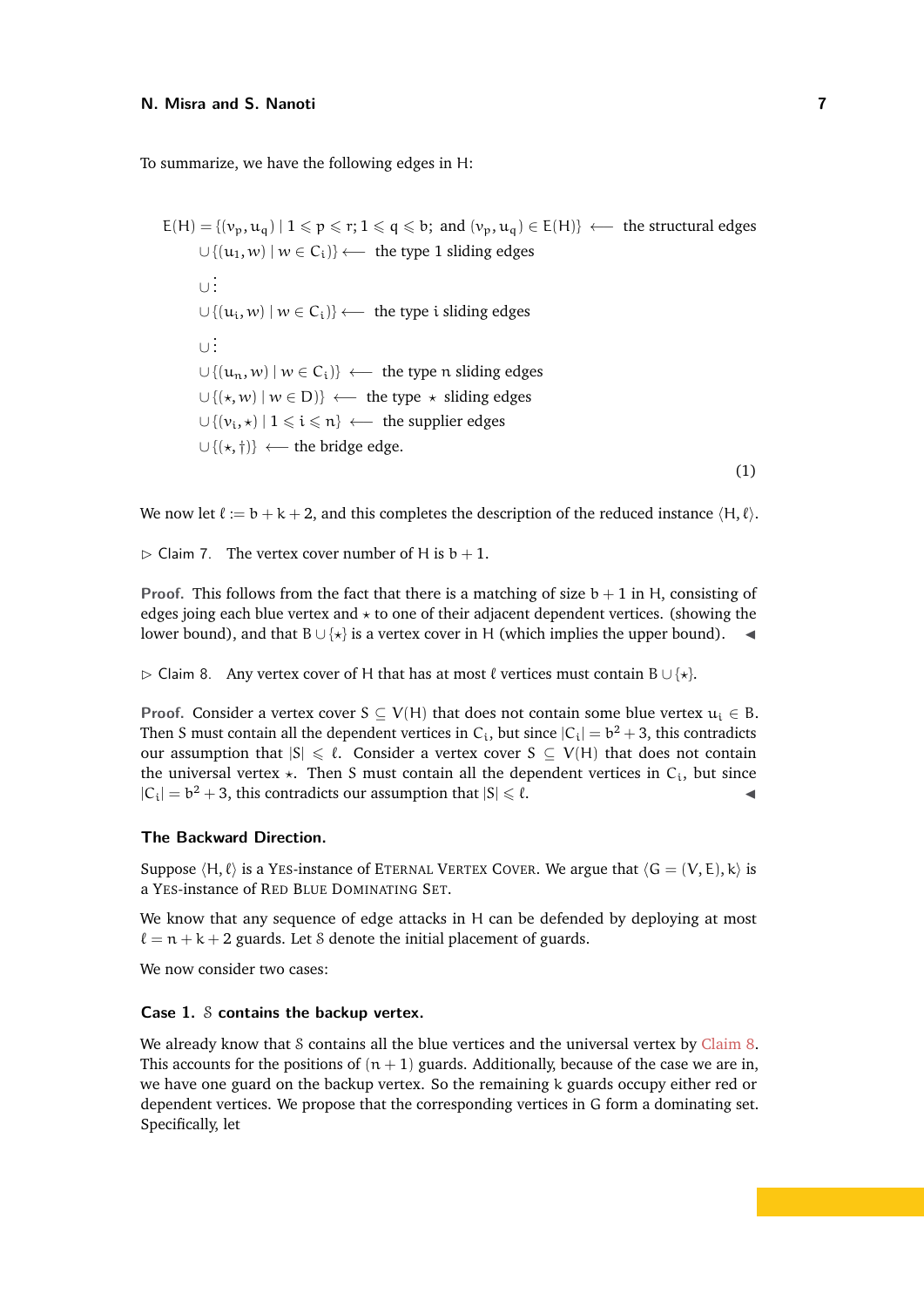To summarize, we have the following edges in H:

$$
\begin{aligned}
E(H) = \{(v_p, u_q) \mid 1 \leqslant p \leqslant r; 1 \leqslant q \leqslant b;\ \text{and}\ (v_p, u_q) \in E(H)\} &\longleftarrow \text{ the structural edges} \\
\cup \{(u_1, w) \mid w \in C_i)\} &\longleftarrow \text{ the type 1 sliding edges} \\
\cup &\vdots \\
\cup \{(u_i, w) \mid w \in C_i)\} &\longleftarrow \text{ the type } i \text{ sliding edges} \\
\cup &\vdots \\
\cup \{(u_n, w) \mid w \in C_i)\} &\longleftarrow \text{ the type } n \text{ sliding edges} \\
\cup \{(\star, w) \mid w \in D)\} &\longleftarrow \text{ the type } \star \text{ sliding edges} \\
\cup \{(v_i, \star) \mid 1 \leqslant i \leqslant n\} &\longleftarrow \text{ the supplier edges} \\
\cup \{(\star, \dagger)\} &\longleftarrow \text{ the bridge edge.}
\end{aligned}
\tag{1}
$$

We now let $\ell := b + k + 2$, and this completes the description of the reduced instance $\langle H, \ell \rangle$.

▷ Claim 7. The vertex cover number of H is $b + 1$.

**Proof.** This follows from the fact that there is a matching of size $b + 1$ in H, consisting of edges joining each blue vertex and $\star$ to one of their adjacent dependent vertices. (showing the lower bound), and that $B \cup \{\star\}$ is a vertex cover in H (which implies the upper bound). ◀

▷ Claim 8. Any vertex cover of H that has at most $\ell$ vertices must contain $B \cup \{\star\}$.

**Proof.** Consider a vertex cover $S \subseteq V(H)$ that does not contain some blue vertex $u_i \in B$. Then S must contain all the dependent vertices in $C_i$, but since $|C_i| = b^2 + 3$, this contradicts our assumption that $|S| \leqslant \ell$. Consider a vertex cover $S \subseteq V(H)$ that does not contain the universal vertex $\star$. Then S must contain all the dependent vertices in $C_i$, but since $|C_i| = b^2 + 3$, this contradicts our assumption that $|S| \leqslant \ell$. ◀

### The Backward Direction.

Suppose $\langle H, \ell \rangle$ is a YES-instance of ETERNAL VERTEX COVER. We argue that $\langle G = (V, E), k \rangle$ is a YES-instance of RED BLUE DOMINATING SET.

We know that any sequence of edge attacks in H can be defended by deploying at most $\ell = n + k + 2$ guards. Let $\mathcal{S}$ denote the initial placement of guards.

We now consider two cases:

#### Case 1. $\mathcal{S}$ contains the backup vertex.

We already know that $\mathcal{S}$ contains all the blue vertices and the universal vertex by Claim 8. This accounts for the positions of $(n + 1)$ guards. Additionally, because of the case we are in, we have one guard on the backup vertex. So the remaining k guards occupy either red or dependent vertices. We propose that the corresponding vertices in G form a dominating set. Specifically, let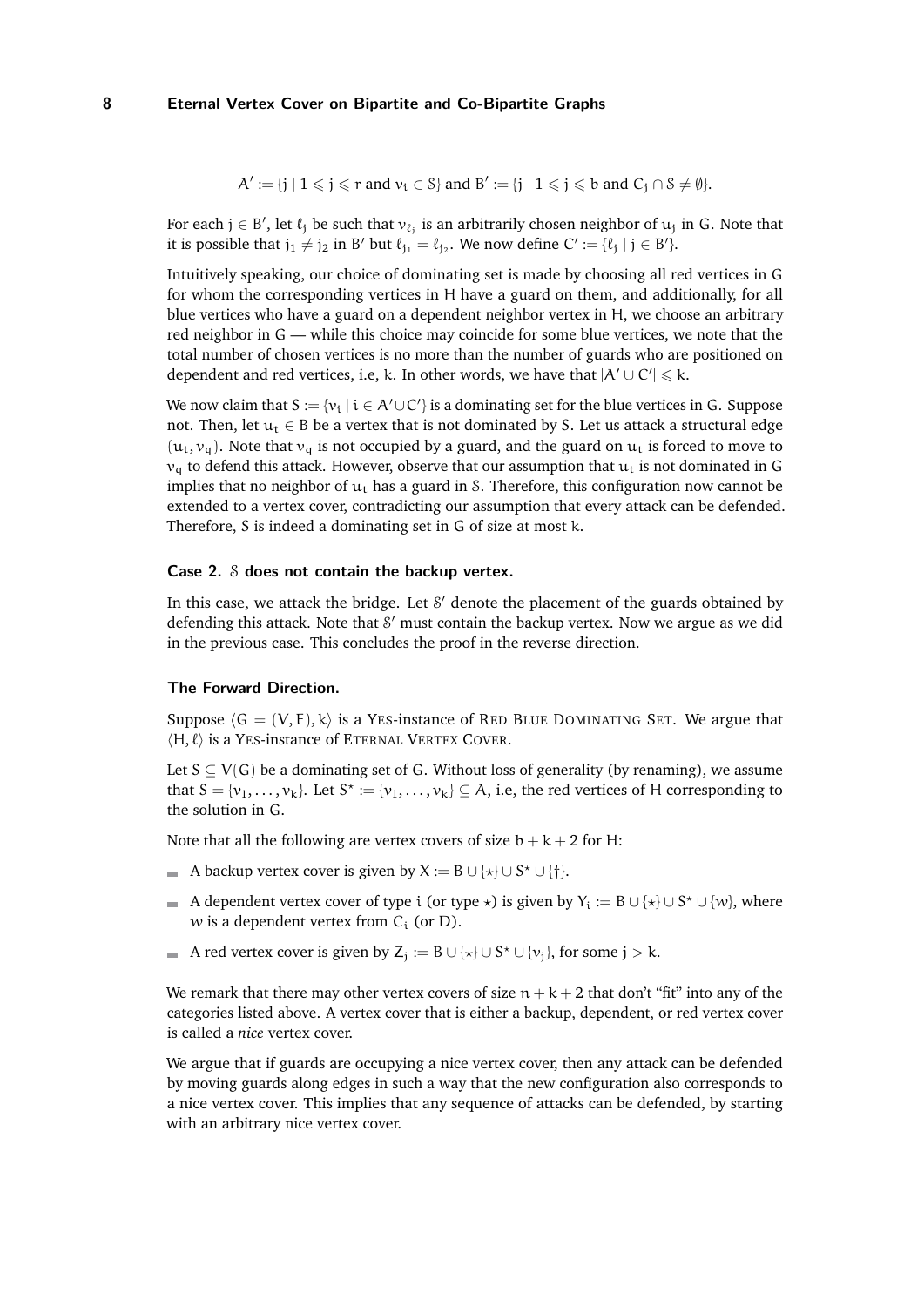$$A' := \{j \mid 1 \leqslant j \leqslant r \text{ and } v_i \in \mathcal{S}\} \text{ and } B' := \{j \mid 1 \leqslant j \leqslant b \text{ and } C_j \cap \mathcal{S} \neq \emptyset\}.$$

For each $j \in B'$, let $\ell_j$ be such that $v_{\ell_j}$ is an arbitrarily chosen neighbor of $u_j$ in G. Note that it is possible that $j_1 \neq j_2$ in $B'$ but $\ell_{j_1} = \ell_{j_2}$. We now define $C' := \{\ell_j \mid j \in B'\}$.

Intuitively speaking, our choice of dominating set is made by choosing all red vertices in G for whom the corresponding vertices in H have a guard on them, and additionally, for all blue vertices who have a guard on a dependent neighbor vertex in H, we choose an arbitrary red neighbor in G — while this choice may coincide for some blue vertices, we note that the total number of chosen vertices is no more than the number of guards who are positioned on dependent and red vertices, i.e, k. In other words, we have that $|A' \cup C'| \leqslant k$.

We now claim that $S := \{v_i \mid i \in A' \cup C'\}$ is a dominating set for the blue vertices in G. Suppose not. Then, let $u_t \in B$ be a vertex that is not dominated by S. Let us attack a structural edge $(u_t, v_q)$. Note that $v_q$ is not occupied by a guard, and the guard on $u_t$ is forced to move to $v_q$ to defend this attack. However, observe that our assumption that $u_t$ is not dominated in G implies that no neighbor of $u_t$ has a guard in $\mathcal{S}$. Therefore, this configuration now cannot be extended to a vertex cover, contradicting our assumption that every attack can be defended. Therefore, S is indeed a dominating set in G of size at most k.

#### Case 2. $\mathcal{S}$ does not contain the backup vertex.

In this case, we attack the bridge. Let $\mathcal{S}'$ denote the placement of the guards obtained by defending this attack. Note that $\mathcal{S}'$ must contain the backup vertex. Now we argue as we did in the previous case. This concludes the proof in the reverse direction.

#### The Forward Direction.

Suppose $\langle G = (V, E), k \rangle$ is a YES-instance of RED BLUE DOMINATING SET. We argue that $\langle H, \ell \rangle$ is a YES-instance of ETERNAL VERTEX COVER.

Let $S \subseteq V(G)$ be a dominating set of G. Without loss of generality (by renaming), we assume that $S = \{v_1, \ldots, v_k\}$. Let $S^\star := \{v_1, \ldots, v_k\} \subseteq A$, i.e, the red vertices of H corresponding to the solution in G.

Note that all the following are vertex covers of size $b + k + 2$ for H:

- A backup vertex cover is given by $X := B \cup \{\star\} \cup S^\star \cup \{\dagger\}$.
- A dependent vertex cover of type i (or type $\star$) is given by $Y_i := B \cup \{\star\} \cup S^\star \cup \{w\}$, where $w$ is a dependent vertex from $C_i$ (or D).
- A red vertex cover is given by $Z_j := B \cup \{\star\} \cup S^\star \cup \{v_j\}$, for some $j > k$.

We remark that there may other vertex covers of size $n + k + 2$ that don't "fit" into any of the categories listed above. A vertex cover that is either a backup, dependent, or red vertex cover is called a *nice* vertex cover.

We argue that if guards are occupying a nice vertex cover, then any attack can be defended by moving guards along edges in such a way that the new configuration also corresponds to a nice vertex cover. This implies that any sequence of attacks can be defended, by starting with an arbitrary nice vertex cover.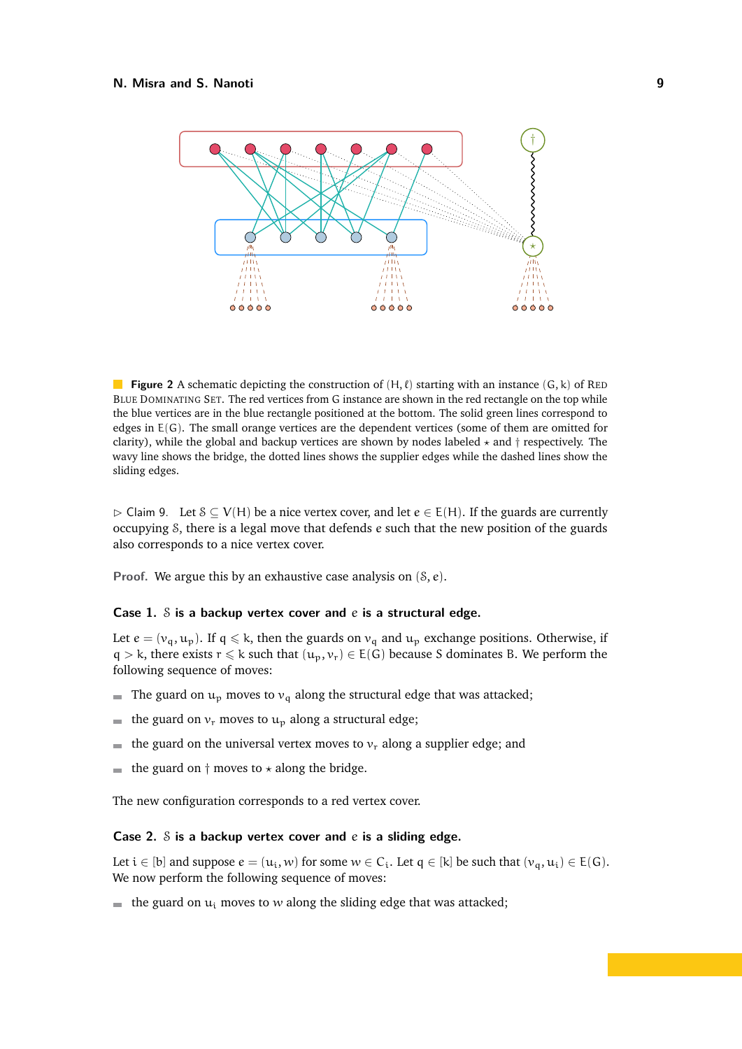**Figure 2** A schematic depicting the construction of $(H, \ell)$ starting with an instance $(G, k)$ of Red Blue Dominating Set. The red vertices from G instance are shown in the red rectangle on the top while the blue vertices are in the blue rectangle positioned at the bottom. The solid green lines correspond to edges in $E(G)$. The small orange vertices are the dependent vertices (some of them are omitted for clarity), while the global and backup vertices are shown by nodes labeled $\star$ and $\dagger$ respectively. The wavy line shows the bridge, the dotted lines shows the supplier edges while the dashed lines show the sliding edges.

▷ Claim 9. Let $\mathcal{S} \subseteq V(H)$ be a nice vertex cover, and let $e \in E(H)$. If the guards are currently occupying $\mathcal{S}$, there is a legal move that defends $e$ such that the new position of the guards also corresponds to a nice vertex cover.

**Proof.** We argue this by an exhaustive case analysis on $(\mathcal{S}, e)$.

**Case 1. $\mathcal{S}$ is a backup vertex cover and $e$ is a structural edge.**

Let $e = (v_q, u_p)$. If $q \leqslant k$, then the guards on $v_q$ and $u_p$ exchange positions. Otherwise, if $q > k$, there exists $r \leqslant k$ such that $(u_p, v_r) \in E(G)$ because S dominates B. We perform the following sequence of moves:

- The guard on $u_p$ moves to $v_q$ along the structural edge that was attacked;
- the guard on $v_r$ moves to $u_p$ along a structural edge;
- the guard on the universal vertex moves to $v_r$ along a supplier edge; and
- the guard on $\dagger$ moves to $\star$ along the bridge.

The new configuration corresponds to a red vertex cover.

**Case 2. $\mathcal{S}$ is a backup vertex cover and $e$ is a sliding edge.**

Let $i \in [b]$ and suppose $e = (u_i, w)$ for some $w \in C_i$. Let $q \in [k]$ be such that $(v_q, u_i) \in E(G)$. We now perform the following sequence of moves:

- the guard on $u_i$ moves to $w$ along the sliding edge that was attacked;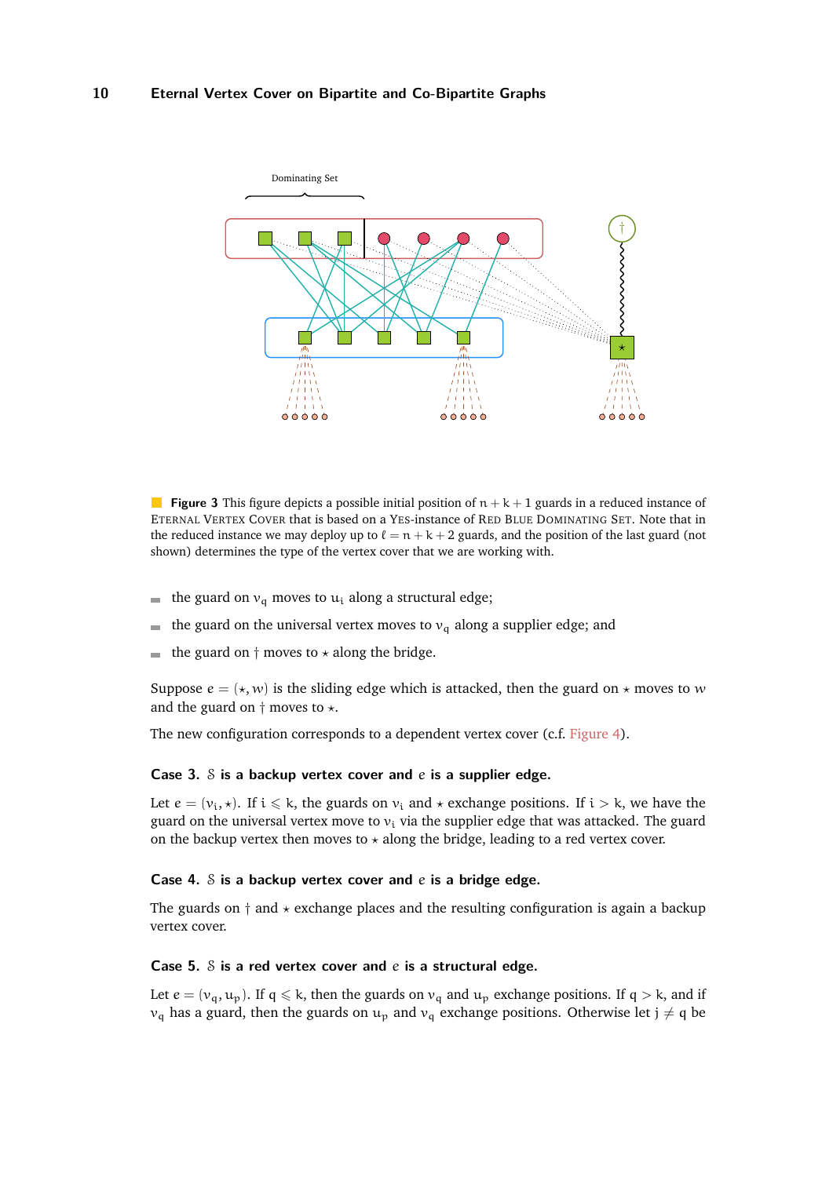Dominating Set

**Figure 3** This figure depicts a possible initial position of $n + k + 1$ guards in a reduced instance of Eternal Vertex Cover that is based on a Yes-instance of Red Blue Dominating Set. Note that in the reduced instance we may deploy up to $\ell = n + k + 2$ guards, and the position of the last guard (not shown) determines the type of the vertex cover that we are working with.

- the guard on $v_q$ moves to $u_i$ along a structural edge;
- the guard on the universal vertex moves to $v_q$ along a supplier edge; and
- the guard on $\dagger$ moves to $\star$ along the bridge.

Suppose $e = (\star, w)$ is the sliding edge which is attacked, then the guard on $\star$ moves to $w$ and the guard on $\dagger$ moves to $\star$.

The new configuration corresponds to a dependent vertex cover (c.f. Figure 4).

**Case 3. $\mathcal{S}$ is a backup vertex cover and $e$ is a supplier edge.**

Let $e = (v_i, \star)$. If $i \leqslant k$, the guards on $v_i$ and $\star$ exchange positions. If $i > k$, we have the guard on the universal vertex move to $v_i$ via the supplier edge that was attacked. The guard on the backup vertex then moves to $\star$ along the bridge, leading to a red vertex cover.

**Case 4. $\mathcal{S}$ is a backup vertex cover and $e$ is a bridge edge.**

The guards on $\dagger$ and $\star$ exchange places and the resulting configuration is again a backup vertex cover.

**Case 5. $\mathcal{S}$ is a red vertex cover and $e$ is a structural edge.**

Let $e = (v_q, u_p)$. If $q \leqslant k$, then the guards on $v_q$ and $u_p$ exchange positions. If $q > k$, and if $v_q$ has a guard, then the guards on $u_p$ and $v_q$ exchange positions. Otherwise let $j \neq q$ be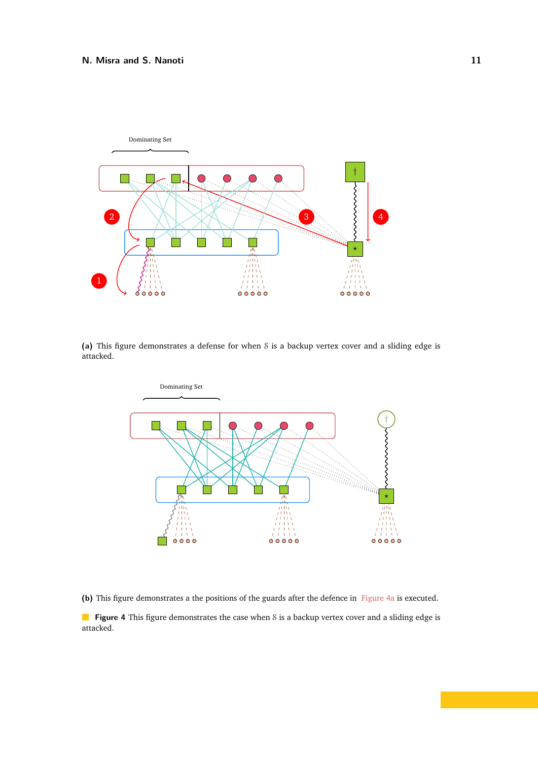(a) This figure demonstrates a defense for when $\mathcal{S}$ is a backup vertex cover and a sliding edge is attacked.

(b) This figure demonstrates a the positions of the guards after the defence in Figure 4a is executed.

**Figure 4** This figure demonstrates the case when $\mathcal{S}$ is a backup vertex cover and a sliding edge is attacked.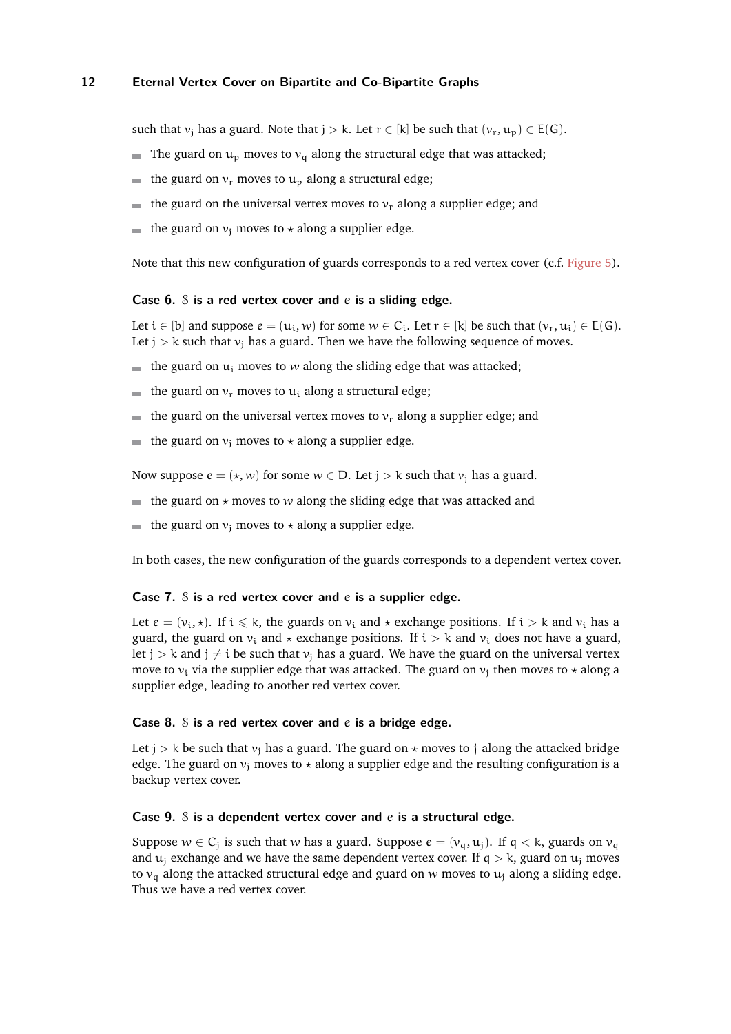such that $v_j$ has a guard. Note that $j > k$. Let $r \in [k]$ be such that $(v_r, u_p) \in E(G)$.

- The guard on $u_p$ moves to $v_q$ along the structural edge that was attacked;
- the guard on $v_r$ moves to $u_p$ along a structural edge;
- the guard on the universal vertex moves to $v_r$ along a supplier edge; and
- the guard on $v_j$ moves to $\star$ along a supplier edge.

Note that this new configuration of guards corresponds to a red vertex cover (c.f. Figure 5).

**Case 6.** $\mathcal{S}$ **is a red vertex cover and** $e$ **is a sliding edge.**

Let $i \in [b]$ and suppose $e = (u_i, w)$ for some $w \in C_i$. Let $r \in [k]$ be such that $(v_r, u_i) \in E(G)$. Let $j > k$ such that $v_j$ has a guard. Then we have the following sequence of moves.

- the guard on $u_i$ moves to $w$ along the sliding edge that was attacked;
- the guard on $v_r$ moves to $u_i$ along a structural edge;
- the guard on the universal vertex moves to $v_r$ along a supplier edge; and
- the guard on $v_j$ moves to $\star$ along a supplier edge.

Now suppose $e = (\star, w)$ for some $w \in D$. Let $j > k$ such that $v_j$ has a guard.

- the guard on $\star$ moves to $w$ along the sliding edge that was attacked and
- the guard on $v_j$ moves to $\star$ along a supplier edge.

In both cases, the new configuration of the guards corresponds to a dependent vertex cover.

**Case 7.** $\mathcal{S}$ **is a red vertex cover and** $e$ **is a supplier edge.**

Let $e = (v_i, \star)$. If $i \leqslant k$, the guards on $v_i$ and $\star$ exchange positions. If $i > k$ and $v_i$ has a guard, the guard on $v_i$ and $\star$ exchange positions. If $i > k$ and $v_i$ does not have a guard, let $j > k$ and $j \neq i$ be such that $v_j$ has a guard. We have the guard on the universal vertex move to $v_i$ via the supplier edge that was attacked. The guard on $v_j$ then moves to $\star$ along a supplier edge, leading to another red vertex cover.

**Case 8.** $\mathcal{S}$ **is a red vertex cover and** $e$ **is a bridge edge.**

Let $j > k$ be such that $v_j$ has a guard. The guard on $\star$ moves to $\dagger$ along the attacked bridge edge. The guard on $v_j$ moves to $\star$ along a supplier edge and the resulting configuration is a backup vertex cover.

**Case 9.** $\mathcal{S}$ **is a dependent vertex cover and** $e$ **is a structural edge.**

Suppose $w \in C_j$ is such that $w$ has a guard. Suppose $e = (v_q, u_j)$. If $q < k$, guards on $v_q$ and $u_j$ exchange and we have the same dependent vertex cover. If $q > k$, guard on $u_j$ moves to $v_q$ along the attacked structural edge and guard on $w$ moves to $u_j$ along a sliding edge. Thus we have a red vertex cover.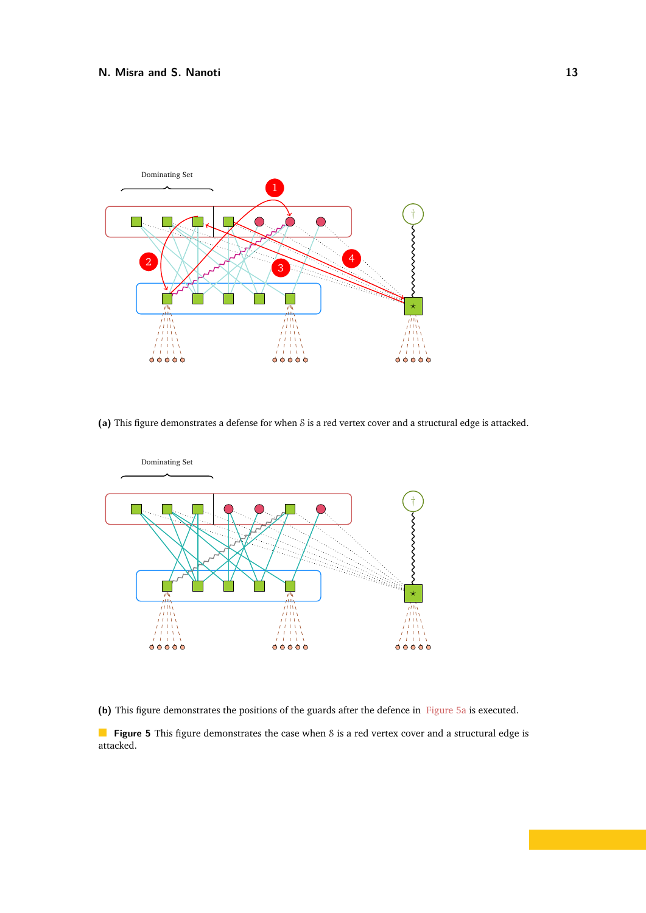(a) This figure demonstrates a defense for when $\mathcal{S}$ is a red vertex cover and a structural edge is attacked.

(b) This figure demonstrates the positions of the guards after the defence in Figure 5a is executed.

**Figure 5** This figure demonstrates the case when $\mathcal{S}$ is a red vertex cover and a structural edge is attacked.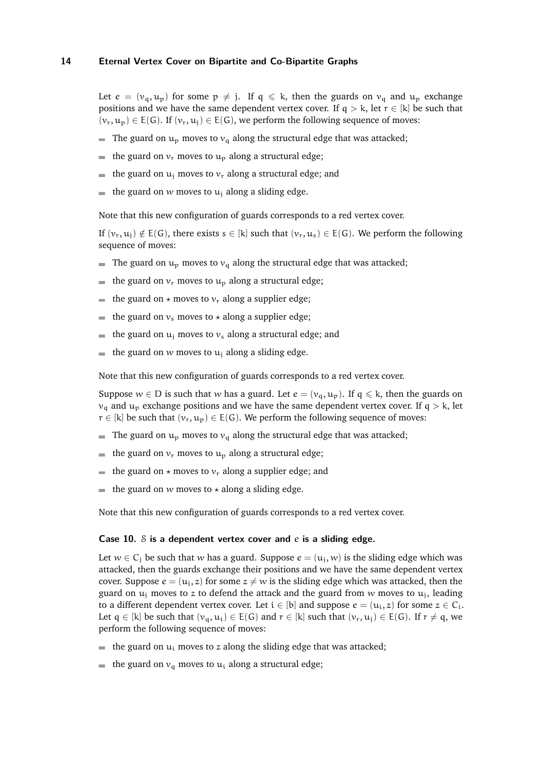Let $e = (v_q, u_p)$ for some $p \neq j$. If $q \leqslant k$, then the guards on $v_q$ and $u_p$ exchange positions and we have the same dependent vertex cover. If $q > k$, let $r \in [k]$ be such that $(v_r, u_p) \in E(G)$. If $(v_r, u_j) \in E(G)$, we perform the following sequence of moves:

- The guard on $u_p$ moves to $v_q$ along the structural edge that was attacked;
- the guard on $v_r$ moves to $u_p$ along a structural edge;
- the guard on $u_j$ moves to $v_r$ along a structural edge; and
- the guard on $w$ moves to $u_j$ along a sliding edge.

Note that this new configuration of guards corresponds to a red vertex cover.

If $(v_r, u_j) \notin E(G)$, there exists $s \in [k]$ such that $(v_r, u_s) \in E(G)$. We perform the following sequence of moves:

- The guard on $u_p$ moves to $v_q$ along the structural edge that was attacked;
- the guard on $v_r$ moves to $u_p$ along a structural edge;
- the guard on $\star$ moves to $v_r$ along a supplier edge;
- the guard on $v_s$ moves to $\star$ along a supplier edge;
- the guard on $u_j$ moves to $v_s$ along a structural edge; and
- the guard on $w$ moves to $u_j$ along a sliding edge.

Note that this new configuration of guards corresponds to a red vertex cover.

Suppose $w \in D$ is such that $w$ has a guard. Let $e = (v_q, u_p)$. If $q \leqslant k$, then the guards on $v_q$ and $u_p$ exchange positions and we have the same dependent vertex cover. If $q > k$, let $r \in [k]$ be such that $(v_r, u_p) \in E(G)$. We perform the following sequence of moves:

- The guard on $u_p$ moves to $v_q$ along the structural edge that was attacked;
- the guard on $v_r$ moves to $u_p$ along a structural edge;
- the guard on $\star$ moves to $v_r$ along a supplier edge; and
- the guard on $w$ moves to $\star$ along a sliding edge.

Note that this new configuration of guards corresponds to a red vertex cover.

**Case 10.** $\mathcal{S}$ **is a dependent vertex cover and** $e$ **is a sliding edge.**

Let $w \in C_j$ be such that $w$ has a guard. Suppose $e = (u_j, w)$ is the sliding edge which was attacked, then the guards exchange their positions and we have the same dependent vertex cover. Suppose $e = (u_j, z)$ for some $z \neq w$ is the sliding edge which was attacked, then the guard on $u_j$ moves to $z$ to defend the attack and the guard from $w$ moves to $u_j$, leading to a different dependent vertex cover. Let $i \in [b]$ and suppose $e = (u_i, z)$ for some $z \in C_i$. Let $q \in [k]$ be such that $(v_q, u_i) \in E(G)$ and $r \in [k]$ such that $(v_r, u_j) \in E(G)$. If $r \neq q$, we perform the following sequence of moves:

- the guard on $u_i$ moves to $z$ along the sliding edge that was attacked;
- the guard on $v_q$ moves to $u_i$ along a structural edge;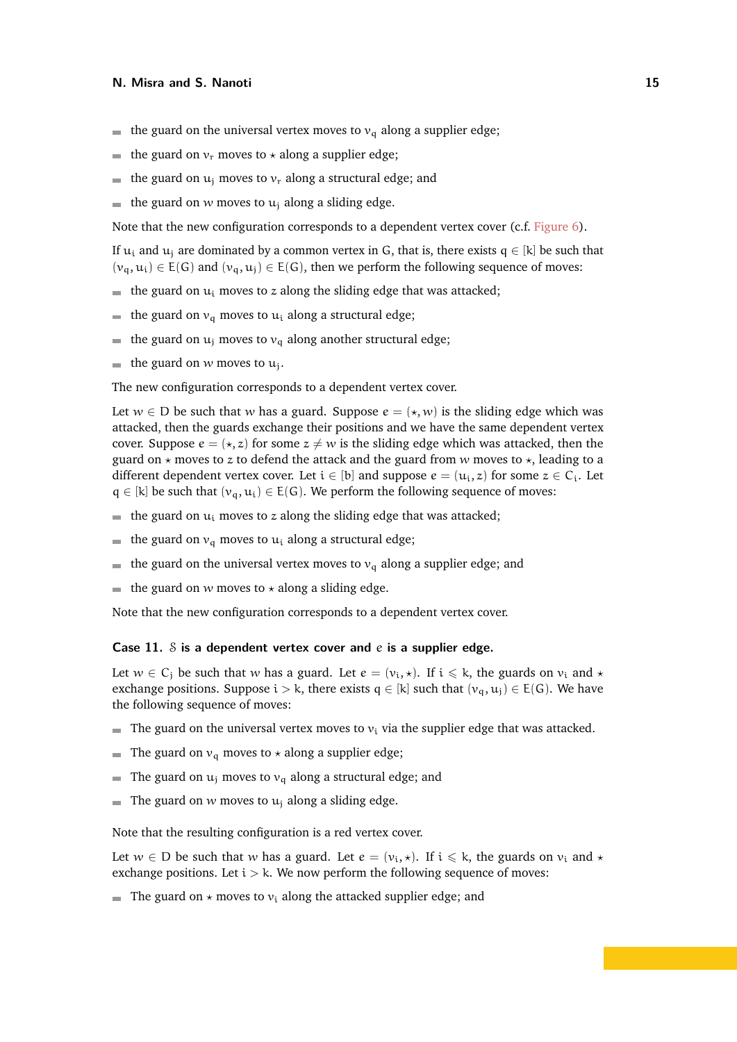- the guard on the universal vertex moves to $v_q$ along a supplier edge;
- the guard on $v_r$ moves to $\star$ along a supplier edge;
- the guard on $u_j$ moves to $v_r$ along a structural edge; and
- the guard on $w$ moves to $u_j$ along a sliding edge.

Note that the new configuration corresponds to a dependent vertex cover (c.f. Figure 6).

If $u_i$ and $u_j$ are dominated by a common vertex in G, that is, there exists $q \in [k]$ be such that $(v_q, u_i) \in E(G)$ and $(v_q, u_j) \in E(G)$, then we perform the following sequence of moves:

- the guard on $u_i$ moves to $z$ along the sliding edge that was attacked;
- the guard on $v_q$ moves to $u_i$ along a structural edge;
- the guard on $u_j$ moves to $v_q$ along another structural edge;
- the guard on $w$ moves to $u_j$.

The new configuration corresponds to a dependent vertex cover.

Let $w \in D$ be such that $w$ has a guard. Suppose $e = (\star, w)$ is the sliding edge which was attacked, then the guards exchange their positions and we have the same dependent vertex cover. Suppose $e = (\star, z)$ for some $z \neq w$ is the sliding edge which was attacked, then the guard on $\star$ moves to $z$ to defend the attack and the guard from $w$ moves to $\star$, leading to a different dependent vertex cover. Let $i \in [b]$ and suppose $e = (u_i, z)$ for some $z \in C_i$. Let $q \in [k]$ be such that $(v_q, u_i) \in E(G)$. We perform the following sequence of moves:

- the guard on $u_i$ moves to $z$ along the sliding edge that was attacked;
- the guard on $v_q$ moves to $u_i$ along a structural edge;
- the guard on the universal vertex moves to $v_q$ along a supplier edge; and
- the guard on $w$ moves to $\star$ along a sliding edge.

Note that the new configuration corresponds to a dependent vertex cover.

**Case 11.** $\mathcal{S}$ **is a dependent vertex cover and** $e$ **is a supplier edge.**

Let $w \in C_j$ be such that $w$ has a guard. Let $e = (v_i, \star)$. If $i \leqslant k$, the guards on $v_i$ and $\star$ exchange positions. Suppose $i > k$, there exists $q \in [k]$ such that $(v_q, u_j) \in E(G)$. We have the following sequence of moves:

- The guard on the universal vertex moves to $v_i$ via the supplier edge that was attacked.
- The guard on $v_q$ moves to $\star$ along a supplier edge;
- The guard on $u_j$ moves to $v_q$ along a structural edge; and
- The guard on $w$ moves to $u_j$ along a sliding edge.

Note that the resulting configuration is a red vertex cover.

Let $w \in D$ be such that $w$ has a guard. Let $e = (v_i, \star)$. If $i \leqslant k$, the guards on $v_i$ and $\star$ exchange positions. Let $i > k$. We now perform the following sequence of moves:

- The guard on $\star$ moves to $v_i$ along the attacked supplier edge; and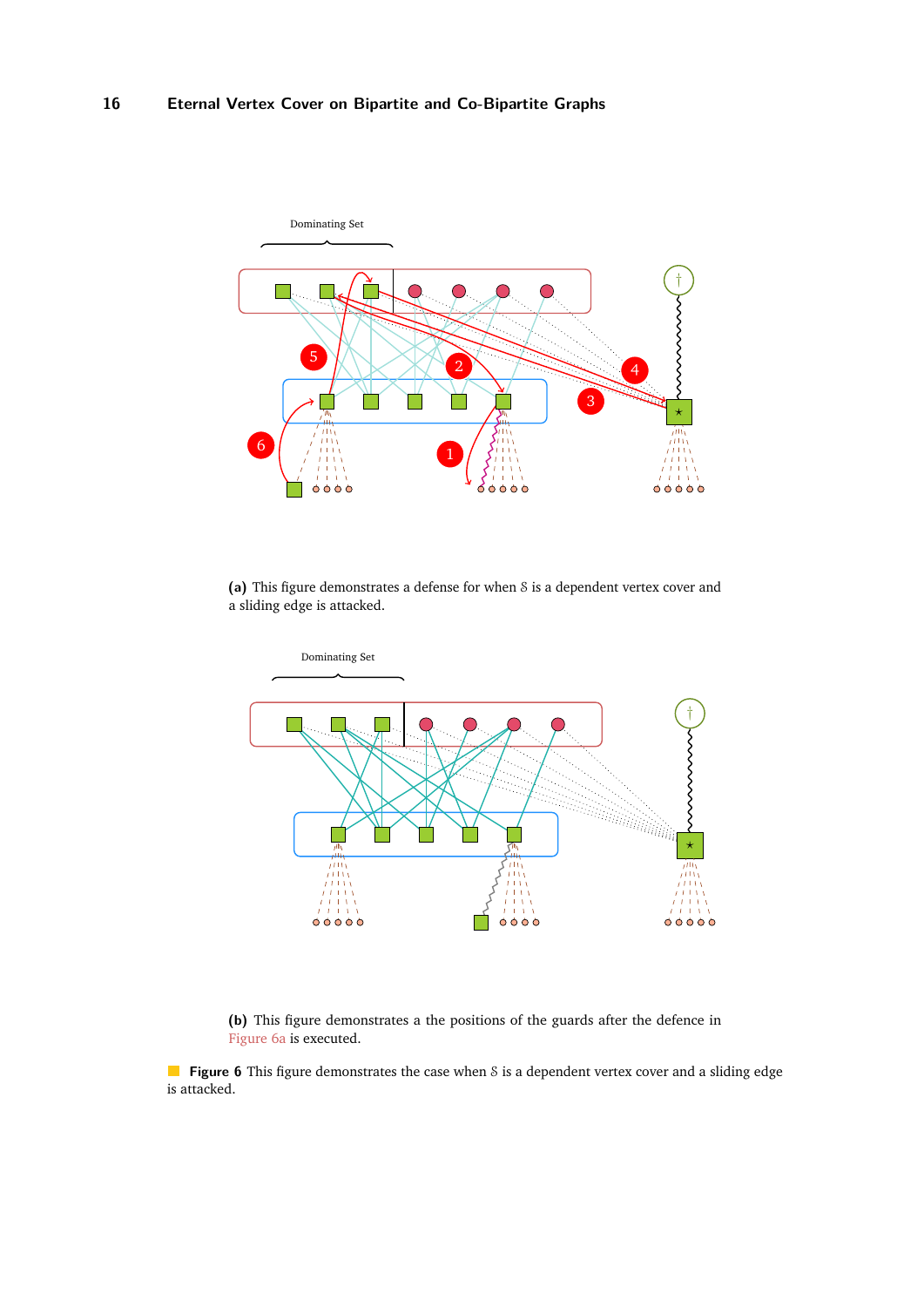(a) This figure demonstrates a defense for when $\mathcal{S}$ is a dependent vertex cover and a sliding edge is attacked.

(b) This figure demonstrates a the positions of the guards after the defence in Figure 6a is executed.

**Figure 6** This figure demonstrates the case when $\mathcal{S}$ is a dependent vertex cover and a sliding edge is attacked.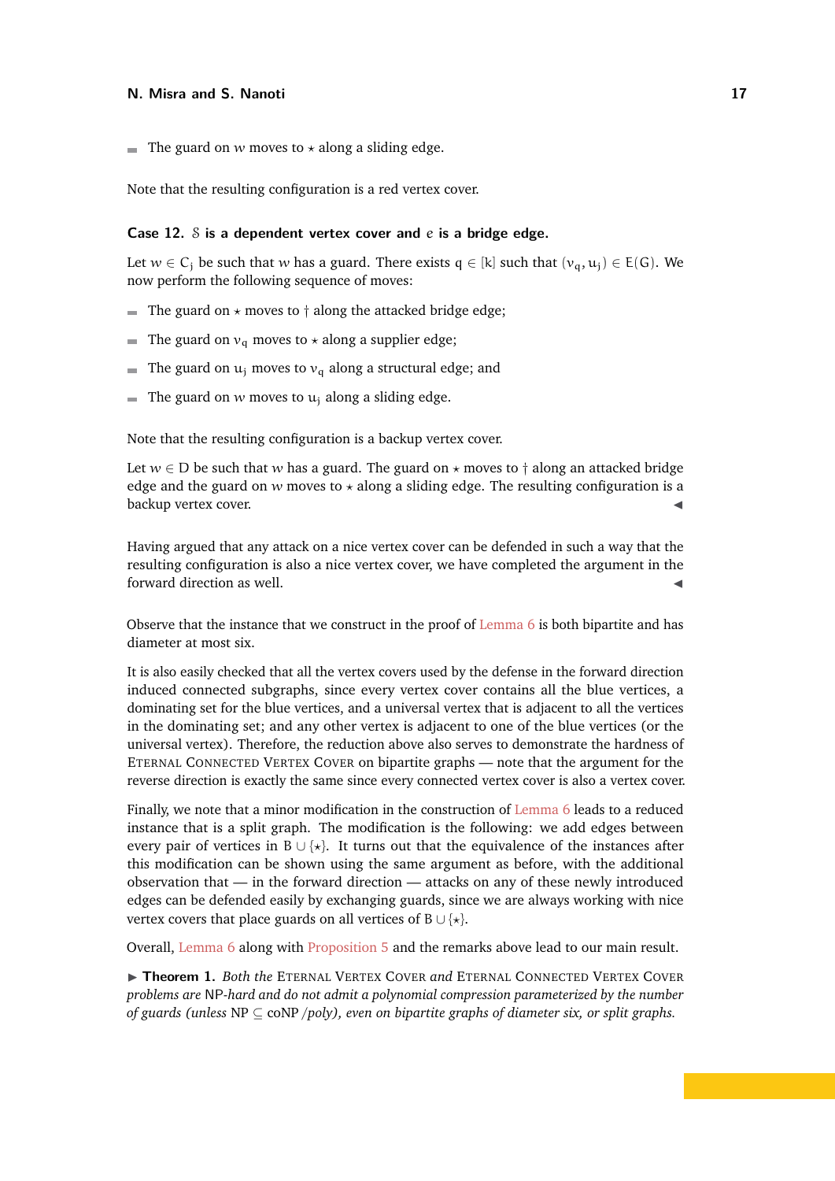- The guard on $w$ moves to $\star$ along a sliding edge.

Note that the resulting configuration is a red vertex cover.

**Case 12.** $\mathcal{S}$ **is a dependent vertex cover and** $e$ **is a bridge edge.**

Let $w \in C_j$ be such that $w$ has a guard. There exists $q \in [k]$ such that $(v_q, u_j) \in E(G)$. We now perform the following sequence of moves:

- The guard on $\star$ moves to $\dagger$ along the attacked bridge edge;
- The guard on $v_q$ moves to $\star$ along a supplier edge;
- The guard on $u_j$ moves to $v_q$ along a structural edge; and
- The guard on $w$ moves to $u_j$ along a sliding edge.

Note that the resulting configuration is a backup vertex cover.

Let $w \in D$ be such that $w$ has a guard. The guard on $\star$ moves to $\dagger$ along an attacked bridge edge and the guard on $w$ moves to $\star$ along a sliding edge. The resulting configuration is a backup vertex cover. ◀

Having argued that any attack on a nice vertex cover can be defended in such a way that the resulting configuration is also a nice vertex cover, we have completed the argument in the forward direction as well. ◀

Observe that the instance that we construct in the proof of Lemma 6 is both bipartite and has diameter at most six.

It is also easily checked that all the vertex covers used by the defense in the forward direction induced connected subgraphs, since every vertex cover contains all the blue vertices, a dominating set for the blue vertices, and a universal vertex that is adjacent to all the vertices in the dominating set; and any other vertex is adjacent to one of the blue vertices (or the universal vertex). Therefore, the reduction above also serves to demonstrate the hardness of Eternal Connected Vertex Cover on bipartite graphs — note that the argument for the reverse direction is exactly the same since every connected vertex cover is also a vertex cover.

Finally, we note that a minor modification in the construction of Lemma 6 leads to a reduced instance that is a split graph. The modification is the following: we add edges between every pair of vertices in $B \cup \{\star\}$. It turns out that the equivalence of the instances after this modification can be shown using the same argument as before, with the additional observation that — in the forward direction — attacks on any of these newly introduced edges can be defended easily by exchanging guards, since we are always working with nice vertex covers that place guards on all vertices of $B \cup \{\star\}$.

Overall, Lemma 6 along with Proposition 5 and the remarks above lead to our main result.

▶ **Theorem 1.** *Both the* Eternal Vertex Cover *and* Eternal Connected Vertex Cover *problems are* NP*-hard and do not admit a polynomial compression parameterized by the number of guards (unless* $\mathsf{NP} \subseteq \mathsf{coNP}/poly$*), even on bipartite graphs of diameter six, or split graphs.*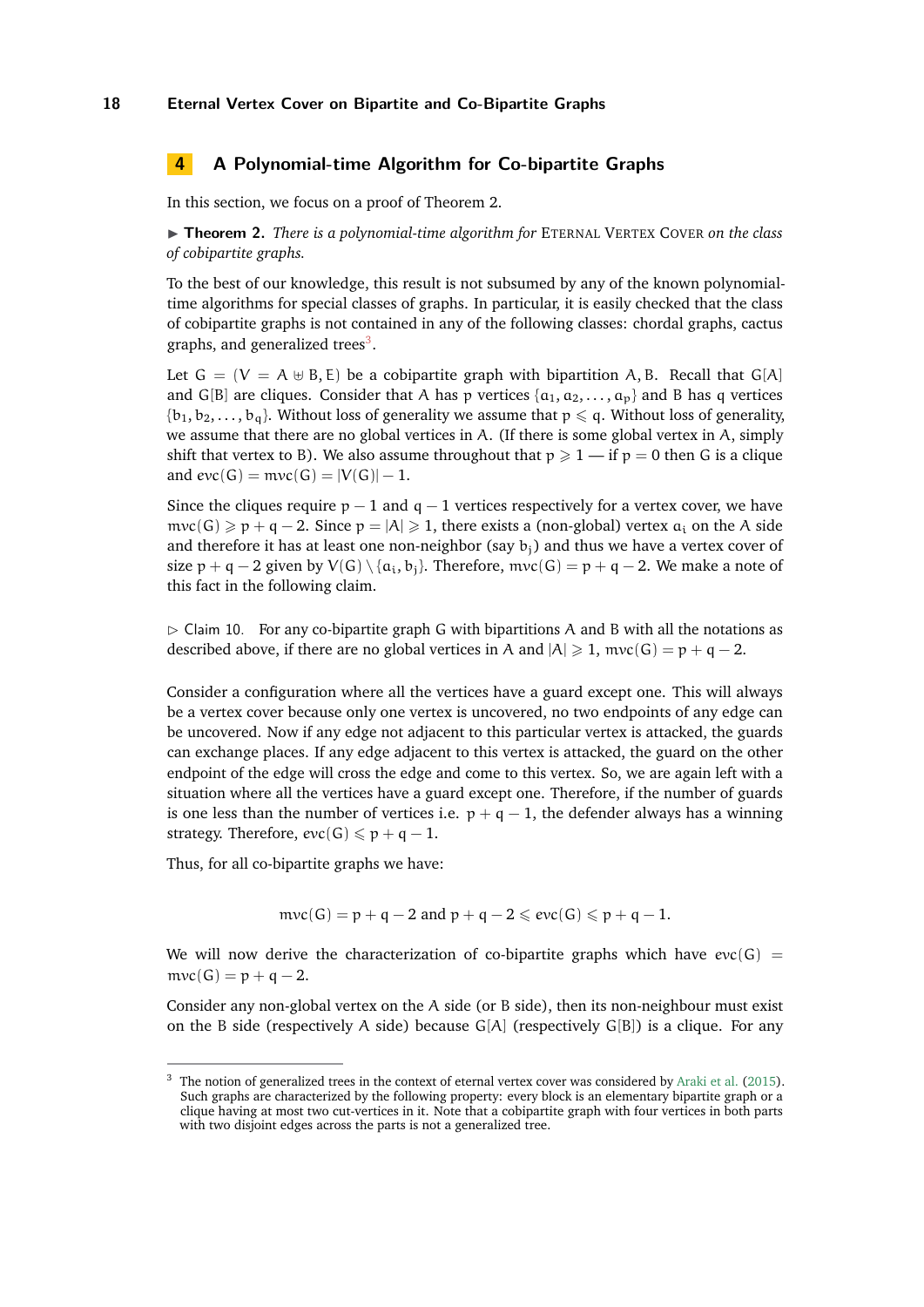## 4 A Polynomial-time Algorithm for Co-bipartite Graphs

In this section, we focus on a proof of Theorem 2.

▶ **Theorem 2.** *There is a polynomial-time algorithm for* Eternal Vertex Cover *on the class of cobipartite graphs.*

To the best of our knowledge, this result is not subsumed by any of the known polynomial-time algorithms for special classes of graphs. In particular, it is easily checked that the class of cobipartite graphs is not contained in any of the following classes: chordal graphs, cactus graphs, and generalized trees[3].

Let $G = (V = A \uplus B, E)$ be a cobipartite graph with bipartition $A, B$. Recall that $G[A]$ and $G[B]$ are cliques. Consider that $A$ has $p$ vertices $\{a_1, a_2, \ldots, a_p\}$ and $B$ has $q$ vertices $\{b_1, b_2, \ldots, b_q\}$. Without loss of generality we assume that $p \leqslant q$. Without loss of generality, we assume that there are no global vertices in $A$. (If there is some global vertex in $A$, simply shift that vertex to $B$). We also assume throughout that $p \geqslant 1$ — if $p = 0$ then $G$ is a clique and $evc(G) = mvc(G) = |V(G)| - 1$.

Since the cliques require $p - 1$ and $q - 1$ vertices respectively for a vertex cover, we have $mvc(G) \geqslant p + q - 2$. Since $p = |A| \geqslant 1$, there exists a (non-global) vertex $a_i$ on the $A$ side and therefore it has at least one non-neighbor (say $b_j$) and thus we have a vertex cover of size $p + q - 2$ given by $V(G) \setminus \{a_i, b_j\}$. Therefore, $mvc(G) = p + q - 2$. We make a note of this fact in the following claim.

▷ Claim 10. For any co-bipartite graph $G$ with bipartitions $A$ and $B$ with all the notations as described above, if there are no global vertices in $A$ and $|A| \geqslant 1$, $mvc(G) = p + q - 2$.

Consider a configuration where all the vertices have a guard except one. This will always be a vertex cover because only one vertex is uncovered, no two endpoints of any edge can be uncovered. Now if any edge not adjacent to this particular vertex is attacked, the guards can exchange places. If any edge adjacent to this vertex is attacked, the guard on the other endpoint of the edge will cross the edge and come to this vertex. So, we are again left with a situation where all the vertices have a guard except one. Therefore, if the number of guards is one less than the number of vertices i.e. $p + q - 1$, the defender always has a winning strategy. Therefore, $evc(G) \leqslant p + q - 1$.

Thus, for all co-bipartite graphs we have:

$$mvc(G) = p + q - 2 \text{ and } p + q - 2 \leqslant evc(G) \leqslant p + q - 1.$$

We will now derive the characterization of co-bipartite graphs which have $evc(G) = mvc(G) = p + q - 2$.

Consider any non-global vertex on the $A$ side (or $B$ side), then its non-neighbour must exist on the $B$ side (respectively $A$ side) because $G[A]$ (respectively $G[B]$) is a clique. For any

[3] The notion of generalized trees in the context of eternal vertex cover was considered by Araki et al. (2015). Such graphs are characterized by the following property: every block is an elementary bipartite graph or a clique having at most two cut-vertices in it. Note that a cobipartite graph with four vertices in both parts with two disjoint edges across the parts is not a generalized tree.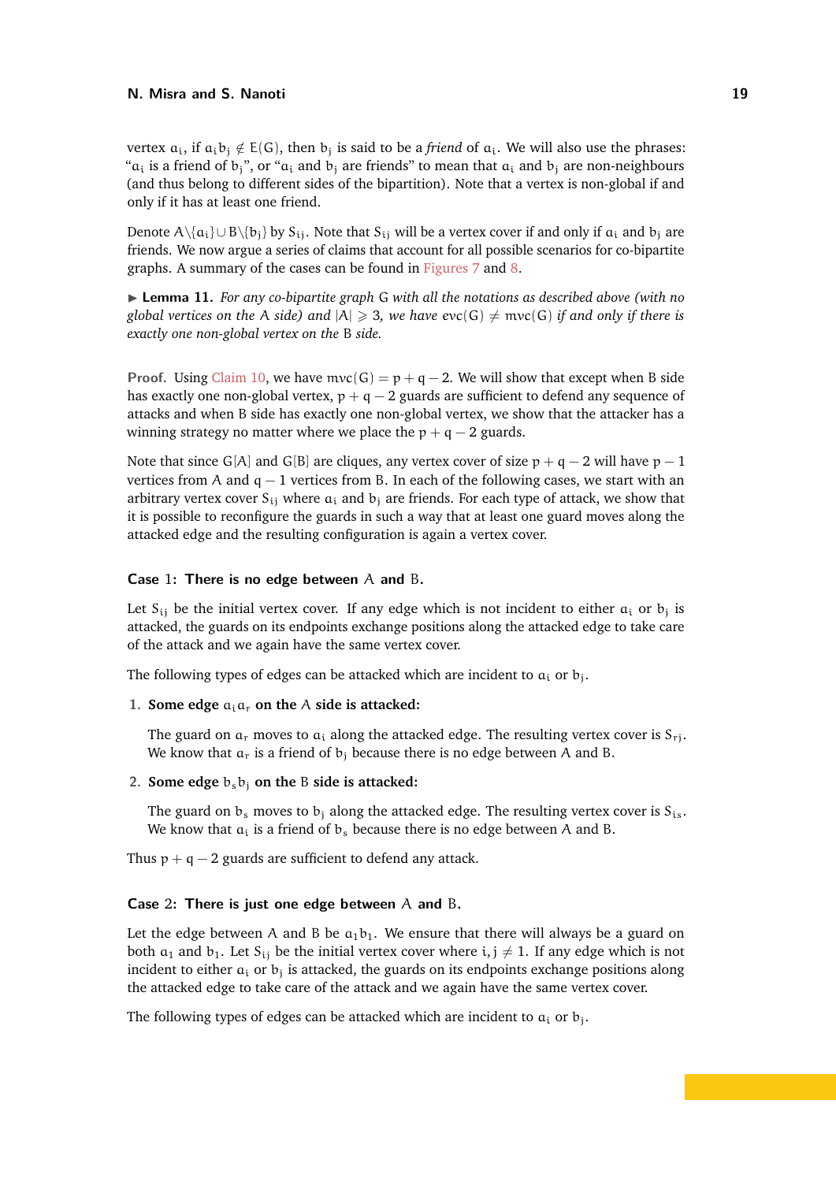vertex $a_i$, if $a_ib_j \notin E(G)$, then $b_j$ is said to be a *friend* of $a_i$. We will also use the phrases: "$a_i$ is a friend of $b_j$", or "$a_i$ and $b_j$ are friends" to mean that $a_i$ and $b_j$ are non-neighbours (and thus belong to different sides of the bipartition). Note that a vertex is non-global if and only if it has at least one friend.

Denote $A\setminus\{a_i\} \cup B\setminus\{b_j\}$ by $S_{ij}$. Note that $S_{ij}$ will be a vertex cover if and only if $a_i$ and $b_j$ are friends. We now argue a series of claims that account for all possible scenarios for co-bipartite graphs. A summary of the cases can be found in Figures 7 and 8.

▶ **Lemma 11.** *For any co-bipartite graph $G$ with all the notations as described above (with no global vertices on the $A$ side) and $|A| \geqslant 3$, we have $\mathrm{evc}(G) \neq \mathrm{mvc}(G)$ if and only if there is exactly one non-global vertex on the $B$ side.*

**Proof.** Using Claim 10, we have $\mathrm{mvc}(G) = p + q - 2$. We will show that except when $B$ side has exactly one non-global vertex, $p + q - 2$ guards are sufficient to defend any sequence of attacks and when $B$ side has exactly one non-global vertex, we show that the attacker has a winning strategy no matter where we place the $p + q - 2$ guards.

Note that since $G[A]$ and $G[B]$ are cliques, any vertex cover of size $p + q - 2$ will have $p - 1$ vertices from $A$ and $q - 1$ vertices from $B$. In each of the following cases, we start with an arbitrary vertex cover $S_{ij}$ where $a_i$ and $b_j$ are friends. For each type of attack, we show that it is possible to reconfigure the guards in such a way that at least one guard moves along the attacked edge and the resulting configuration is again a vertex cover.

**Case 1: There is no edge between $A$ and $B$.**

Let $S_{ij}$ be the initial vertex cover. If any edge which is not incident to either $a_i$ or $b_j$ is attacked, the guards on its endpoints exchange positions along the attacked edge to take care of the attack and we again have the same vertex cover.

The following types of edges can be attacked which are incident to $a_i$ or $b_j$.

1. **Some edge $a_ia_r$ on the $A$ side is attacked:**

   The guard on $a_r$ moves to $a_i$ along the attacked edge. The resulting vertex cover is $S_{rj}$. We know that $a_r$ is a friend of $b_j$ because there is no edge between $A$ and $B$.

2. **Some edge $b_sb_j$ on the $B$ side is attacked:**

   The guard on $b_s$ moves to $b_j$ along the attacked edge. The resulting vertex cover is $S_{is}$. We know that $a_i$ is a friend of $b_s$ because there is no edge between $A$ and $B$.

Thus $p + q - 2$ guards are sufficient to defend any attack.

**Case 2: There is just one edge between $A$ and $B$.**

Let the edge between $A$ and $B$ be $a_1b_1$. We ensure that there will always be a guard on both $a_1$ and $b_1$. Let $S_{ij}$ be the initial vertex cover where $i, j \neq 1$. If any edge which is not incident to either $a_i$ or $b_j$ is attacked, the guards on its endpoints exchange positions along the attacked edge to take care of the attack and we again have the same vertex cover.

The following types of edges can be attacked which are incident to $a_i$ or $b_j$.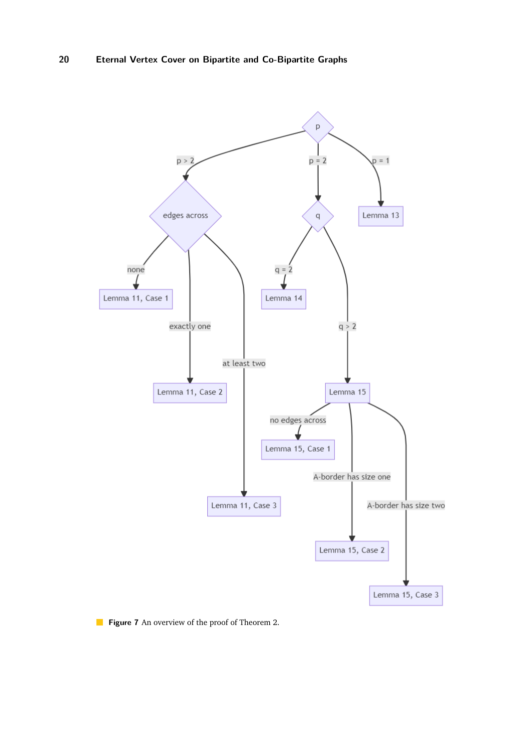Figure 7 An overview of the proof of Theorem 2.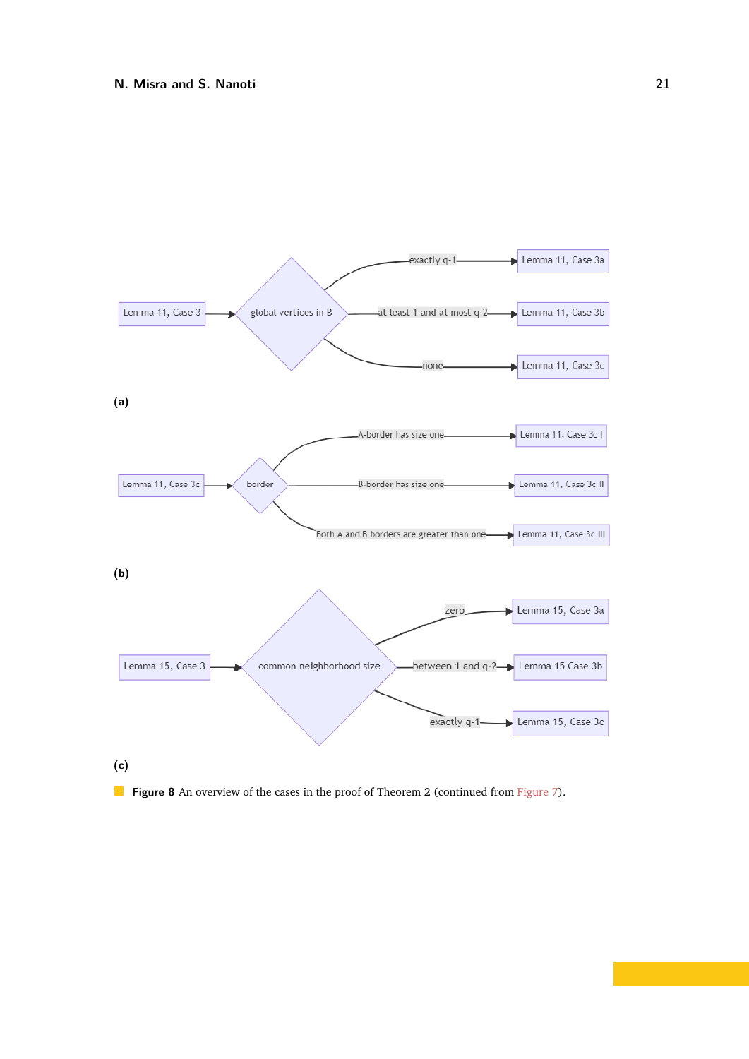Lemma 11, Case 3 → global vertices in B
- exactly q-1 → Lemma 11, Case 3a
- at least 1 and at most q-2 → Lemma 11, Case 3b
- none → Lemma 11, Case 3c

**(a)**

Lemma 11, Case 3c → border
- A-border has size one → Lemma 11, Case 3c I
- B-border has size one → Lemma 11, Case 3c II
- Both A and B borders are greater than one → Lemma 11, Case 3c III

**(b)**

Lemma 15, Case 3 → common neighborhood size
- zero → Lemma 15, Case 3a
- between 1 and q-2 → Lemma 15 Case 3b
- exactly q-1 → Lemma 15, Case 3c

**(c)**

**Figure 8** An overview of the cases in the proof of Theorem 2 (continued from Figure 7).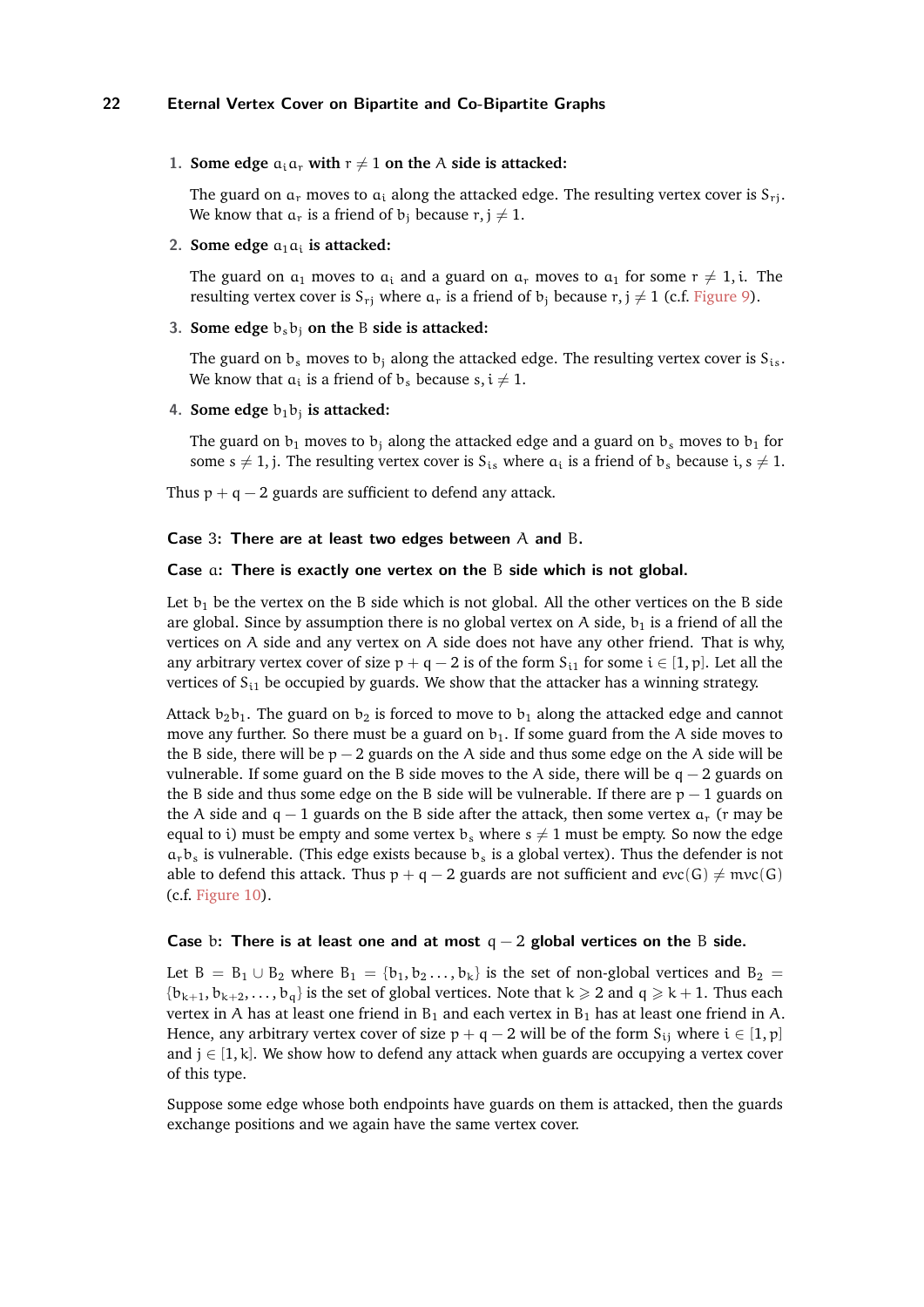1. **Some edge $a_ia_r$ with $r \neq 1$ on the $A$ side is attacked:**

   The guard on $a_r$ moves to $a_i$ along the attacked edge. The resulting vertex cover is $S_{rj}$. We know that $a_r$ is a friend of $b_j$ because $r, j \neq 1$.

2. **Some edge $a_1a_i$ is attacked:**

   The guard on $a_1$ moves to $a_i$ and a guard on $a_r$ moves to $a_1$ for some $r \neq 1, i$. The resulting vertex cover is $S_{rj}$ where $a_r$ is a friend of $b_j$ because $r, j \neq 1$ (c.f. Figure 9).

3. **Some edge $b_sb_j$ on the $B$ side is attacked:**

   The guard on $b_s$ moves to $b_j$ along the attacked edge. The resulting vertex cover is $S_{is}$. We know that $a_i$ is a friend of $b_s$ because $s, i \neq 1$.

4. **Some edge $b_1b_j$ is attacked:**

   The guard on $b_1$ moves to $b_j$ along the attacked edge and a guard on $b_s$ moves to $b_1$ for some $s \neq 1, j$. The resulting vertex cover is $S_{is}$ where $a_i$ is a friend of $b_s$ because $i, s \neq 1$.

Thus $p + q - 2$ guards are sufficient to defend any attack.

**Case 3: There are at least two edges between $A$ and $B$.**

**Case a: There is exactly one vertex on the $B$ side which is not global.**

Let $b_1$ be the vertex on the $B$ side which is not global. All the other vertices on the $B$ side are global. Since by assumption there is no global vertex on $A$ side, $b_1$ is a friend of all the vertices on $A$ side and any vertex on $A$ side does not have any other friend. That is why, any arbitrary vertex cover of size $p + q - 2$ is of the form $S_{i1}$ for some $i \in [1, p]$. Let all the vertices of $S_{i1}$ be occupied by guards. We show that the attacker has a winning strategy.

Attack $b_2b_1$. The guard on $b_2$ is forced to move to $b_1$ along the attacked edge and cannot move any further. So there must be a guard on $b_1$. If some guard from the $A$ side moves to the $B$ side, there will be $p - 2$ guards on the $A$ side and thus some edge on the $A$ side will be vulnerable. If some guard on the $B$ side moves to the $A$ side, there will be $q - 2$ guards on the $B$ side and thus some edge on the $B$ side will be vulnerable. If there are $p - 1$ guards on the $A$ side and $q - 1$ guards on the $B$ side after the attack, then some vertex $a_r$ ($r$ may be equal to $i$) must be empty and some vertex $b_s$ where $s \neq 1$ must be empty. So now the edge $a_rb_s$ is vulnerable. (This edge exists because $b_s$ is a global vertex). Thus the defender is not able to defend this attack. Thus $p + q - 2$ guards are not sufficient and $evc(G) \neq mvc(G)$ (c.f. Figure 10).

**Case b: There is at least one and at most $q - 2$ global vertices on the $B$ side.**

Let $B = B_1 \cup B_2$ where $B_1 = \{b_1, b_2 \ldots, b_k\}$ is the set of non-global vertices and $B_2 = \{b_{k+1}, b_{k+2}, \ldots, b_q\}$ is the set of global vertices. Note that $k \geqslant 2$ and $q \geqslant k + 1$. Thus each vertex in $A$ has at least one friend in $B_1$ and each vertex in $B_1$ has at least one friend in $A$. Hence, any arbitrary vertex cover of size $p + q - 2$ will be of the form $S_{ij}$ where $i \in [1, p]$ and $j \in [1, k]$. We show how to defend any attack when guards are occupying a vertex cover of this type.

Suppose some edge whose both endpoints have guards on them is attacked, then the guards exchange positions and we again have the same vertex cover.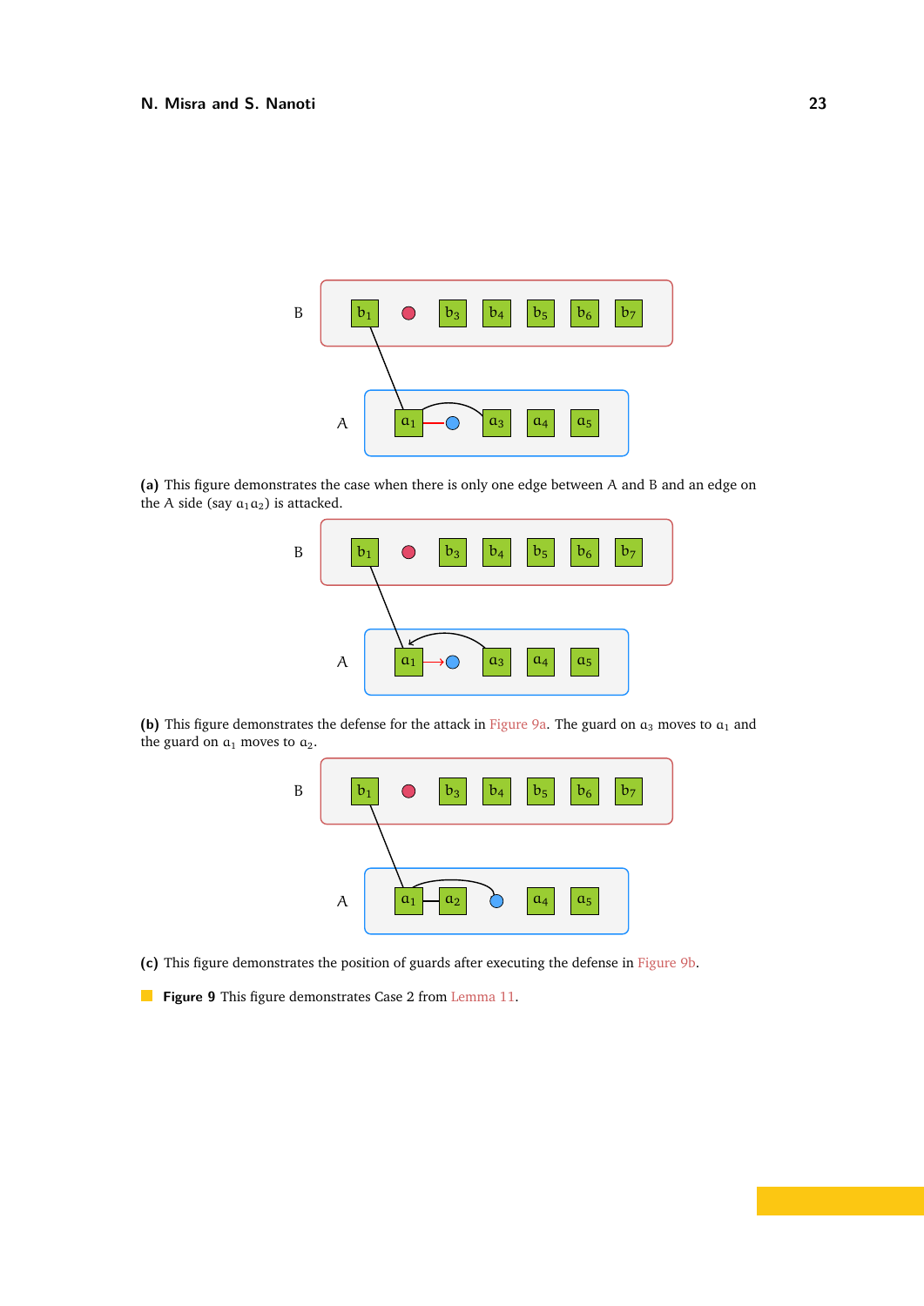**(a)** This figure demonstrates the case when there is only one edge between A and B and an edge on the A side (say $a_1a_2$) is attacked.

**(b)** This figure demonstrates the defense for the attack in Figure 9a. The guard on $a_3$ moves to $a_1$ and the guard on $a_1$ moves to $a_2$.

**(c)** This figure demonstrates the position of guards after executing the defense in Figure 9b.

**Figure 9** This figure demonstrates Case 2 from Lemma 11.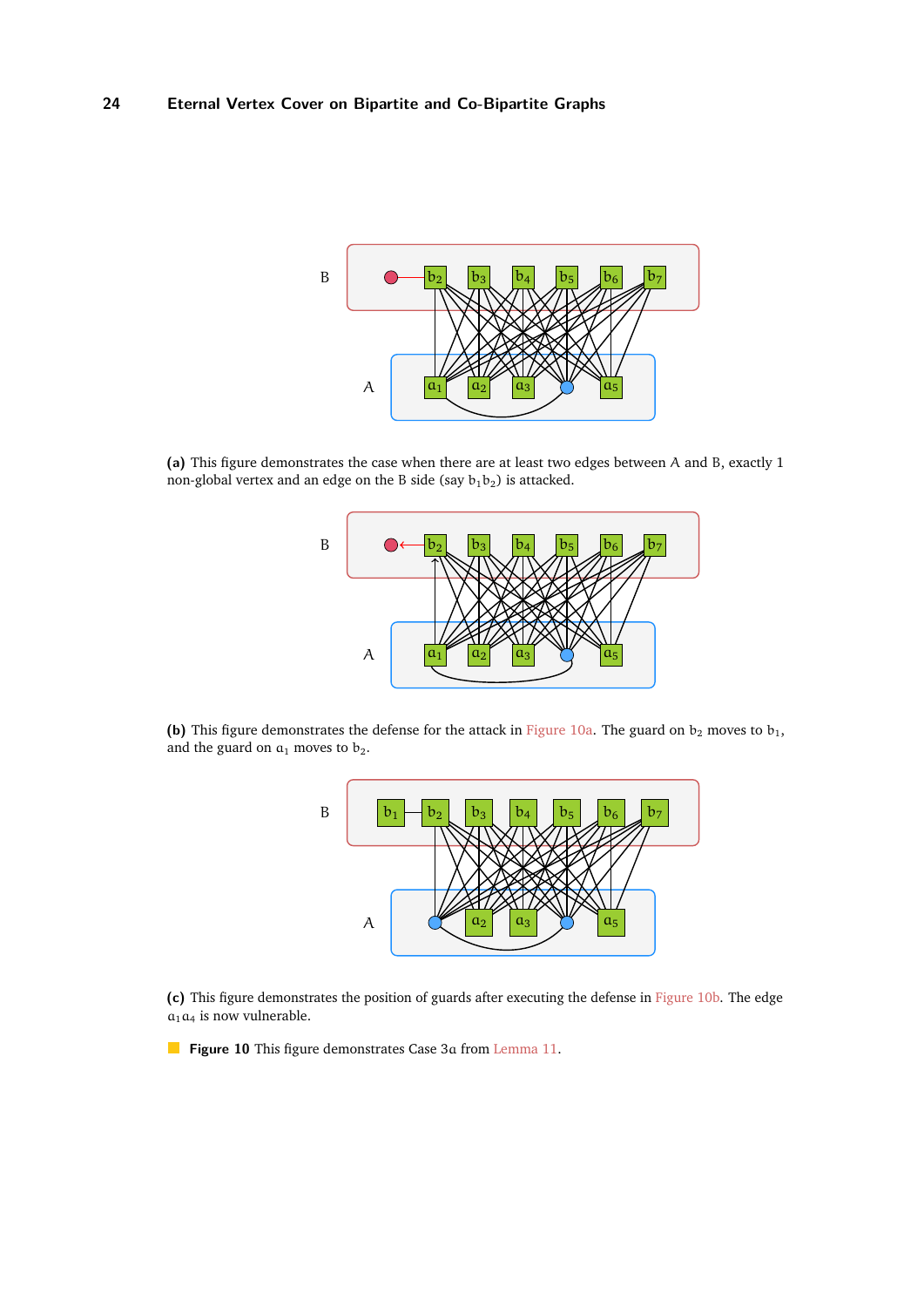**(a)** This figure demonstrates the case when there are at least two edges between $A$ and $B$, exactly 1 non-global vertex and an edge on the $B$ side (say $b_1b_2$) is attacked.

**(b)** This figure demonstrates the defense for the attack in Figure 10a. The guard on $b_2$ moves to $b_1$, and the guard on $a_1$ moves to $b_2$.

**(c)** This figure demonstrates the position of guards after executing the defense in Figure 10b. The edge $a_1a_4$ is now vulnerable.

**Figure 10** This figure demonstrates Case 3a from Lemma 11.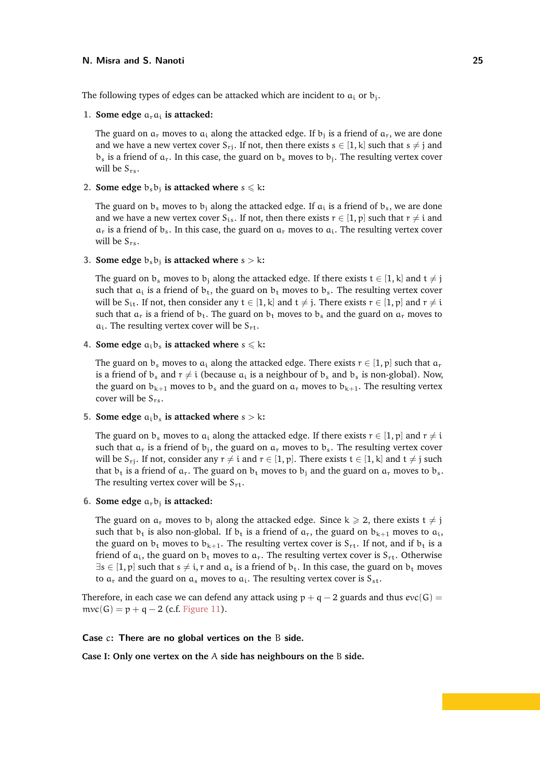The following types of edges can be attacked which are incident to $a_i$ or $b_j$.

1. **Some edge $a_r a_i$ is attacked:**

   The guard on $a_r$ moves to $a_i$ along the attacked edge. If $b_j$ is a friend of $a_r$, we are done and we have a new vertex cover $S_{rj}$. If not, then there exists $s \in [1, k]$ such that $s \neq j$ and $b_s$ is a friend of $a_r$. In this case, the guard on $b_s$ moves to $b_j$. The resulting vertex cover will be $S_{rs}$.

2. **Some edge $b_s b_j$ is attacked where $s \leqslant k$:**

   The guard on $b_s$ moves to $b_j$ along the attacked edge. If $a_i$ is a friend of $b_s$, we are done and we have a new vertex cover $S_{is}$. If not, then there exists $r \in [1, p]$ such that $r \neq i$ and $a_r$ is a friend of $b_s$. In this case, the guard on $a_r$ moves to $a_i$. The resulting vertex cover will be $S_{rs}$.

3. **Some edge $b_s b_j$ is attacked where $s > k$:**

   The guard on $b_s$ moves to $b_j$ along the attacked edge. If there exists $t \in [1, k]$ and $t \neq j$ such that $a_i$ is a friend of $b_t$, the guard on $b_t$ moves to $b_s$. The resulting vertex cover will be $S_{it}$. If not, then consider any $t \in [1, k]$ and $t \neq j$. There exists $r \in [1, p]$ and $r \neq i$ such that $a_r$ is a friend of $b_t$. The guard on $b_t$ moves to $b_s$ and the guard on $a_r$ moves to $a_i$. The resulting vertex cover will be $S_{rt}$.

4. **Some edge $a_i b_s$ is attacked where $s \leqslant k$:**

   The guard on $b_s$ moves to $a_i$ along the attacked edge. There exists $r \in [1, p]$ such that $a_r$ is a friend of $b_s$ and $r \neq i$ (because $a_i$ is a neighbour of $b_s$ and $b_s$ is non-global). Now, the guard on $b_{k+1}$ moves to $b_s$ and the guard on $a_r$ moves to $b_{k+1}$. The resulting vertex cover will be $S_{rs}$.

5. **Some edge $a_i b_s$ is attacked where $s > k$:**

   The guard on $b_s$ moves to $a_i$ along the attacked edge. If there exists $r \in [1, p]$ and $r \neq i$ such that $a_r$ is a friend of $b_j$, the guard on $a_r$ moves to $b_s$. The resulting vertex cover will be $S_{rj}$. If not, consider any $r \neq i$ and $r \in [1, p]$. There exists $t \in [1, k]$ and $t \neq j$ such that $b_t$ is a friend of $a_r$. The guard on $b_t$ moves to $b_j$ and the guard on $a_r$ moves to $b_s$. The resulting vertex cover will be $S_{rt}$.

6. **Some edge $a_r b_j$ is attacked:**

   The guard on $a_r$ moves to $b_j$ along the attacked edge. Since $k \geqslant 2$, there exists $t \neq j$ such that $b_t$ is also non-global. If $b_t$ is a friend of $a_r$, the guard on $b_{k+1}$ moves to $a_i$, the guard on $b_t$ moves to $b_{k+1}$. The resulting vertex cover is $S_{rt}$. If not, and if $b_t$ is a friend of $a_i$, the guard on $b_t$ moves to $a_r$. The resulting vertex cover is $S_{rt}$. Otherwise $\exists s \in [1, p]$ such that $s \neq i, r$ and $a_s$ is a friend of $b_t$. In this case, the guard on $b_t$ moves to $a_r$ and the guard on $a_s$ moves to $a_i$. The resulting vertex cover is $S_{st}$.

Therefore, in each case we can defend any attack using $p + q - 2$ guards and thus $evc(G) = mvc(G) = p + q - 2$ (c.f. Figure 11).

**Case c: There are no global vertices on the $B$ side.**

**Case I: Only one vertex on the $A$ side has neighbours on the $B$ side.**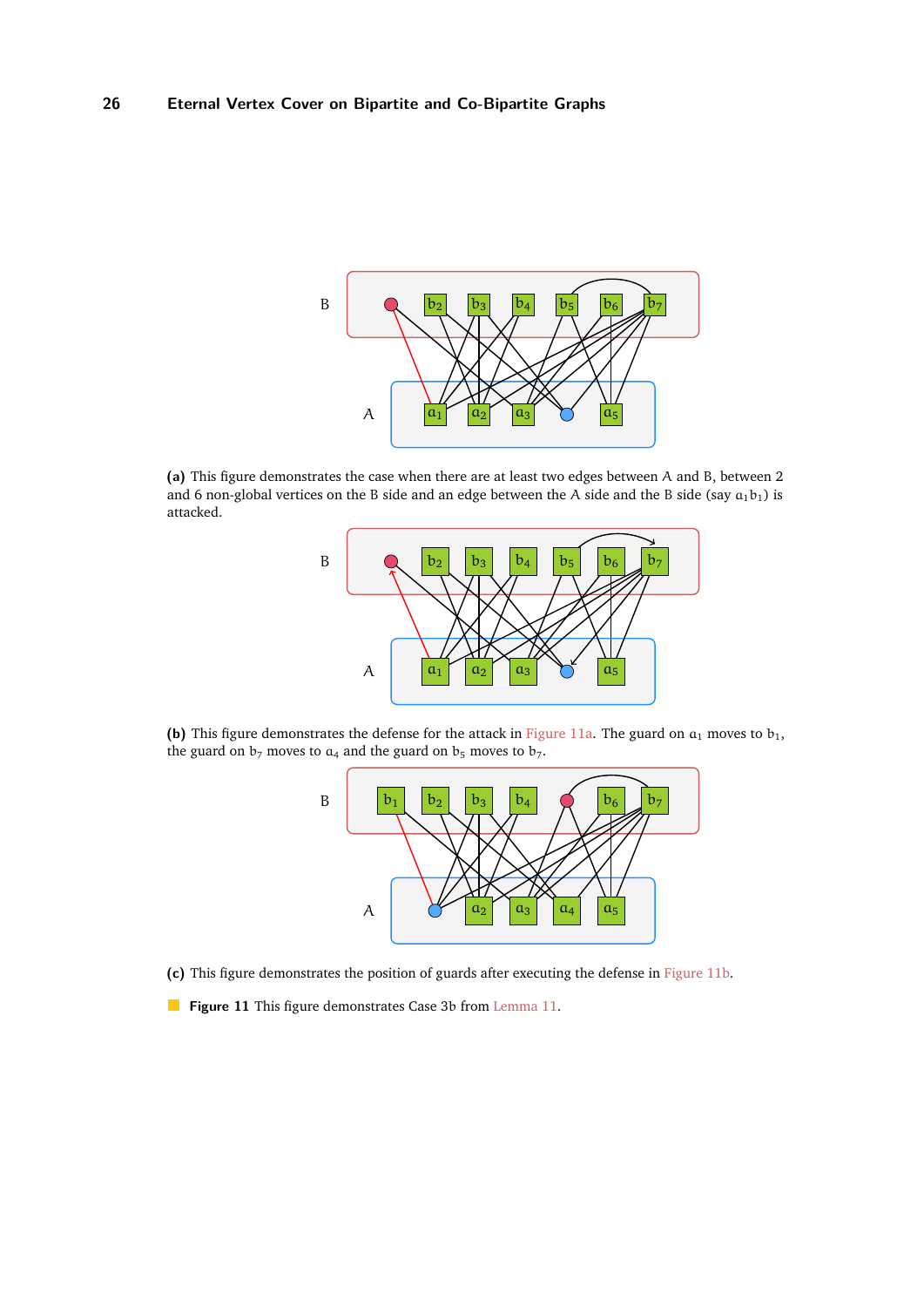**(a)** This figure demonstrates the case when there are at least two edges between A and B, between 2 and 6 non-global vertices on the B side and an edge between the A side and the B side (say $a_1b_1$) is attacked.

**(b)** This figure demonstrates the defense for the attack in Figure 11a. The guard on $a_1$ moves to $b_1$, the guard on $b_7$ moves to $a_4$ and the guard on $b_5$ moves to $b_7$.

**(c)** This figure demonstrates the position of guards after executing the defense in Figure 11b.

**Figure 11** This figure demonstrates Case 3b from Lemma 11.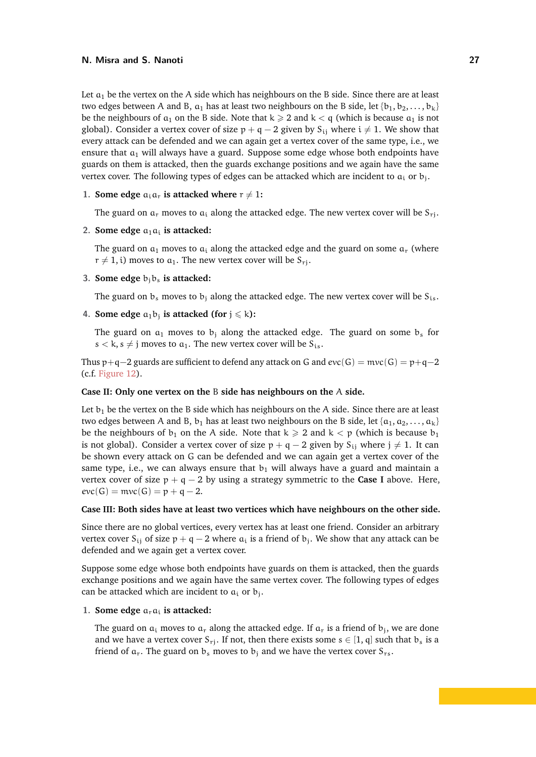Let $a_1$ be the vertex on the A side which has neighbours on the B side. Since there are at least two edges between A and B, $a_1$ has at least two neighbours on the B side, let $\{b_1, b_2, \ldots, b_k\}$ be the neighbours of $a_1$ on the B side. Note that $k \geqslant 2$ and $k < q$ (which is because $a_1$ is not global). Consider a vertex cover of size $p + q - 2$ given by $S_{ij}$ where $i \neq 1$. We show that every attack can be defended and we can again get a vertex cover of the same type, i.e., we ensure that $a_1$ will always have a guard. Suppose some edge whose both endpoints have guards on them is attacked, then the guards exchange positions and we again have the same vertex cover. The following types of edges can be attacked which are incident to $a_i$ or $b_j$.

1. **Some edge $a_i a_r$ is attacked where $r \neq 1$:**

   The guard on $a_r$ moves to $a_i$ along the attacked edge. The new vertex cover will be $S_{rj}$.

2. **Some edge $a_1 a_i$ is attacked:**

   The guard on $a_1$ moves to $a_i$ along the attacked edge and the guard on some $a_r$ (where $r \neq 1, i$) moves to $a_1$. The new vertex cover will be $S_{rj}$.

3. **Some edge $b_j b_s$ is attacked:**

   The guard on $b_s$ moves to $b_j$ along the attacked edge. The new vertex cover will be $S_{is}$.

4. **Some edge $a_1 b_j$ is attacked (for $j \leqslant k$):**

   The guard on $a_1$ moves to $b_j$ along the attacked edge. The guard on some $b_s$ for $s < k, s \neq j$ moves to $a_1$. The new vertex cover will be $S_{is}$.

Thus $p+q-2$ guards are sufficient to defend any attack on G and $evc(G) = mvc(G) = p+q-2$ (c.f. Figure 12).

**Case II: Only one vertex on the B side has neighbours on the A side.**

Let $b_1$ be the vertex on the B side which has neighbours on the A side. Since there are at least two edges between A and B, $b_1$ has at least two neighbours on the B side, let $\{a_1, a_2, \ldots, a_k\}$ be the neighbours of $b_1$ on the A side. Note that $k \geqslant 2$ and $k < p$ (which is because $b_1$ is not global). Consider a vertex cover of size $p + q - 2$ given by $S_{ij}$ where $j \neq 1$. It can be shown every attack on G can be defended and we can again get a vertex cover of the same type, i.e., we can always ensure that $b_1$ will always have a guard and maintain a vertex cover of size $p + q - 2$ by using a strategy symmetric to the **Case I** above. Here, $evc(G) = mvc(G) = p + q - 2$.

**Case III: Both sides have at least two vertices which have neighbours on the other side.**

Since there are no global vertices, every vertex has at least one friend. Consider an arbitrary vertex cover $S_{ij}$ of size $p + q - 2$ where $a_i$ is a friend of $b_j$. We show that any attack can be defended and we again get a vertex cover.

Suppose some edge whose both endpoints have guards on them is attacked, then the guards exchange positions and we again have the same vertex cover. The following types of edges can be attacked which are incident to $a_i$ or $b_j$.

1. **Some edge $a_r a_i$ is attacked:**

   The guard on $a_i$ moves to $a_r$ along the attacked edge. If $a_r$ is a friend of $b_j$, we are done and we have a vertex cover $S_{rj}$. If not, then there exists some $s \in [1, q]$ such that $b_s$ is a friend of $a_r$. The guard on $b_s$ moves to $b_j$ and we have the vertex cover $S_{rs}$.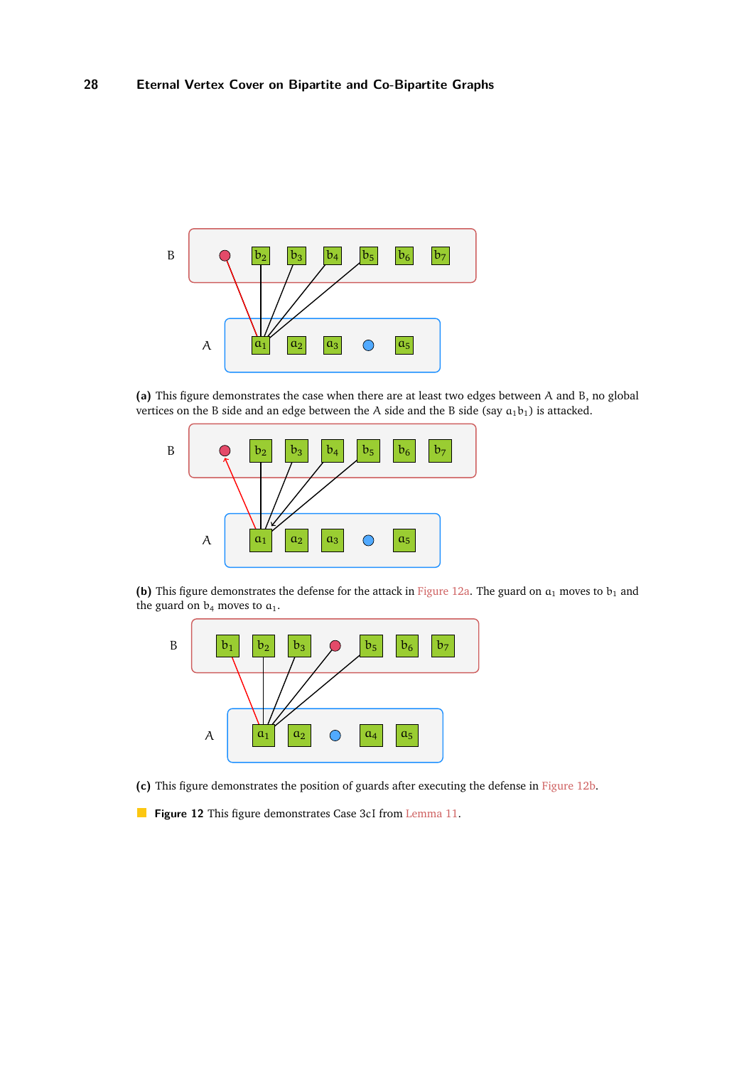(a) This figure demonstrates the case when there are at least two edges between A and B, no global vertices on the B side and an edge between the A side and the B side (say $a_1b_1$) is attacked.

(b) This figure demonstrates the defense for the attack in Figure 12a. The guard on $a_1$ moves to $b_1$ and the guard on $b_4$ moves to $a_1$.

(c) This figure demonstrates the position of guards after executing the defense in Figure 12b.

**Figure 12** This figure demonstrates Case 3cI from Lemma 11.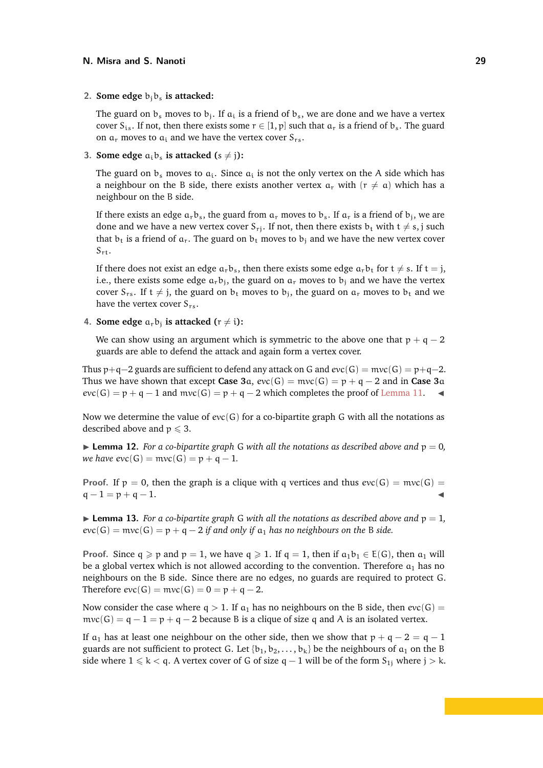2. **Some edge $b_j b_s$ is attacked:**

   The guard on $b_s$ moves to $b_j$. If $a_i$ is a friend of $b_s$, we are done and we have a vertex cover $S_{is}$. If not, then there exists some $r \in [1,p]$ such that $a_r$ is a friend of $b_s$. The guard on $a_r$ moves to $a_i$ and we have the vertex cover $S_{rs}$.

3. **Some edge $a_i b_s$ is attacked ($s \neq j$):**

   The guard on $b_s$ moves to $a_i$. Since $a_i$ is not the only vertex on the A side which has a neighbour on the B side, there exists another vertex $a_r$ with $(r \neq a)$ which has a neighbour on the B side.

   If there exists an edge $a_r b_s$, the guard from $a_r$ moves to $b_s$. If $a_r$ is a friend of $b_j$, we are done and we have a new vertex cover $S_{rj}$. If not, then there exists $b_t$ with $t \neq s, j$ such that $b_t$ is a friend of $a_r$. The guard on $b_t$ moves to $b_j$ and we have the new vertex cover $S_{rt}$.

   If there does not exist an edge $a_r b_s$, then there exists some edge $a_r b_t$ for $t \neq s$. If $t = j$, i.e., there exists some edge $a_r b_j$, the guard on $a_r$ moves to $b_j$ and we have the vertex cover $S_{rs}$. If $t \neq j$, the guard on $b_t$ moves to $b_j$, the guard on $a_r$ moves to $b_t$ and we have the vertex cover $S_{rs}$.

4. **Some edge $a_r b_j$ is attacked ($r \neq i$):**

   We can show using an argument which is symmetric to the above one that $p + q - 2$ guards are able to defend the attack and again form a vertex cover.

Thus $p+q-2$ guards are sufficient to defend any attack on $G$ and $evc(G) = mvc(G) = p+q-2$. Thus we have shown that except **Case 3**a, $evc(G) = mvc(G) = p + q - 2$ and in **Case 3**a $evc(G) = p + q - 1$ and $mvc(G) = p + q - 2$ which completes the proof of Lemma 11. ◂

Now we determine the value of $evc(G)$ for a co-bipartite graph $G$ with all the notations as described above and $p \leqslant 3$.

▸ **Lemma 12.** *For a co-bipartite graph $G$ with all the notations as described above and $p = 0$, we have $evc(G) = mvc(G) = p + q - 1$.*

**Proof.** If $p = 0$, then the graph is a clique with $q$ vertices and thus $evc(G) = mvc(G) = q - 1 = p + q - 1$. ◂

▸ **Lemma 13.** *For a co-bipartite graph $G$ with all the notations as described above and $p = 1$, $evc(G) = mvc(G) = p + q - 2$ if and only if $a_1$ has no neighbours on the B side.*

**Proof.** Since $q \geqslant p$ and $p = 1$, we have $q \geqslant 1$. If $q = 1$, then if $a_1 b_1 \in E(G)$, then $a_1$ will be a global vertex which is not allowed according to the convention. Therefore $a_1$ has no neighbours on the B side. Since there are no edges, no guards are required to protect $G$. Therefore $evc(G) = mvc(G) = 0 = p + q - 2$.

Now consider the case where $q > 1$. If $a_1$ has no neighbours on the B side, then $evc(G) = mvc(G) = q - 1 = p + q - 2$ because B is a clique of size $q$ and A is an isolated vertex.

If $a_1$ has at least one neighbour on the other side, then we show that $p + q - 2 = q - 1$ guards are not sufficient to protect $G$. Let $\{b_1, b_2, \ldots, b_k\}$ be the neighbours of $a_1$ on the B side where $1 \leqslant k < q$. A vertex cover of $G$ of size $q - 1$ will be of the form $S_{1j}$ where $j > k$.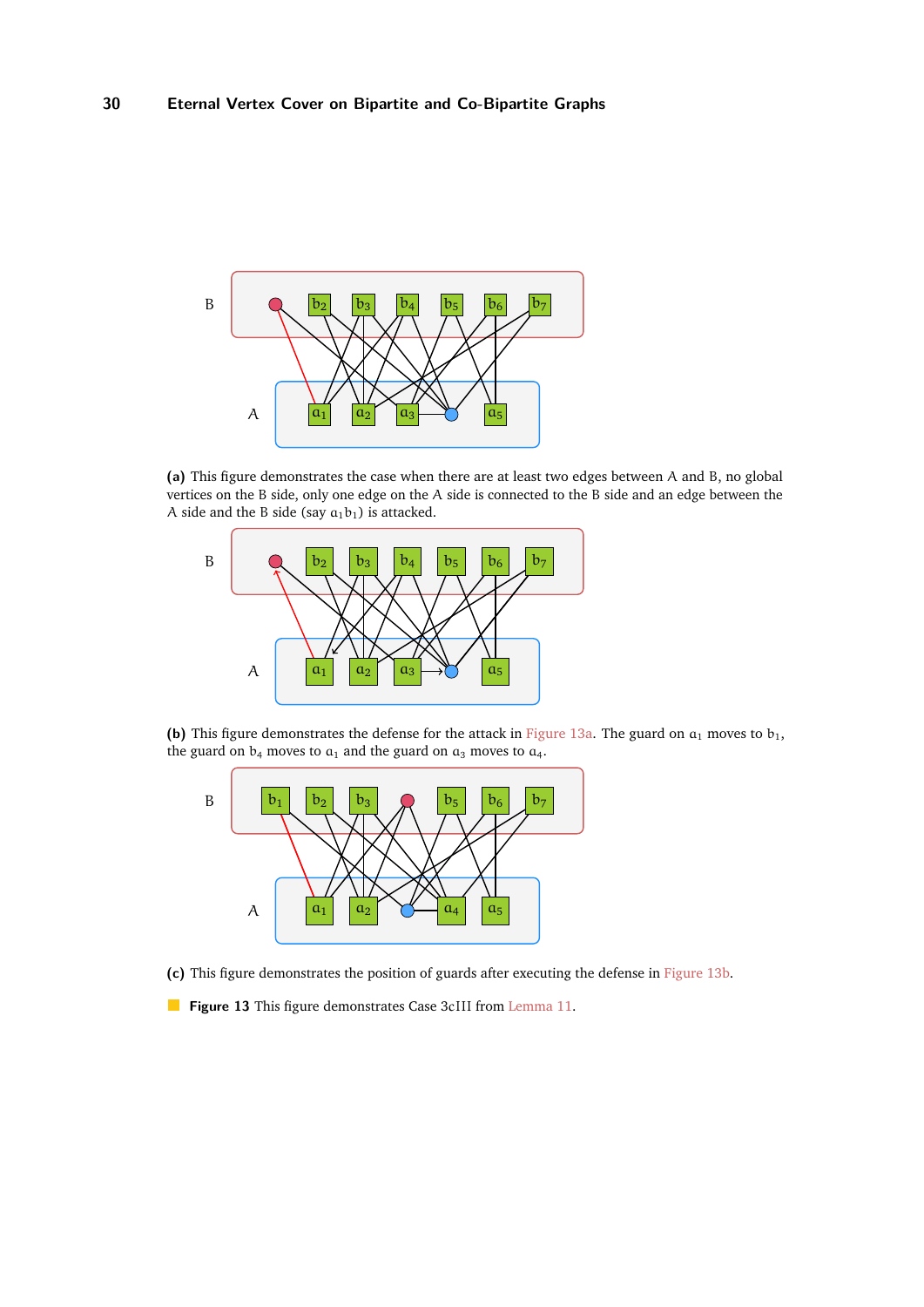**(a)** This figure demonstrates the case when there are at least two edges between $A$ and $B$, no global vertices on the $B$ side, only one edge on the $A$ side is connected to the $B$ side and an edge between the $A$ side and the $B$ side (say $a_1b_1$) is attacked.

**(b)** This figure demonstrates the defense for the attack in Figure 13a. The guard on $a_1$ moves to $b_1$, the guard on $b_4$ moves to $a_1$ and the guard on $a_3$ moves to $a_4$.

**(c)** This figure demonstrates the position of guards after executing the defense in Figure 13b.

**Figure 13** This figure demonstrates Case 3cIII from Lemma 11.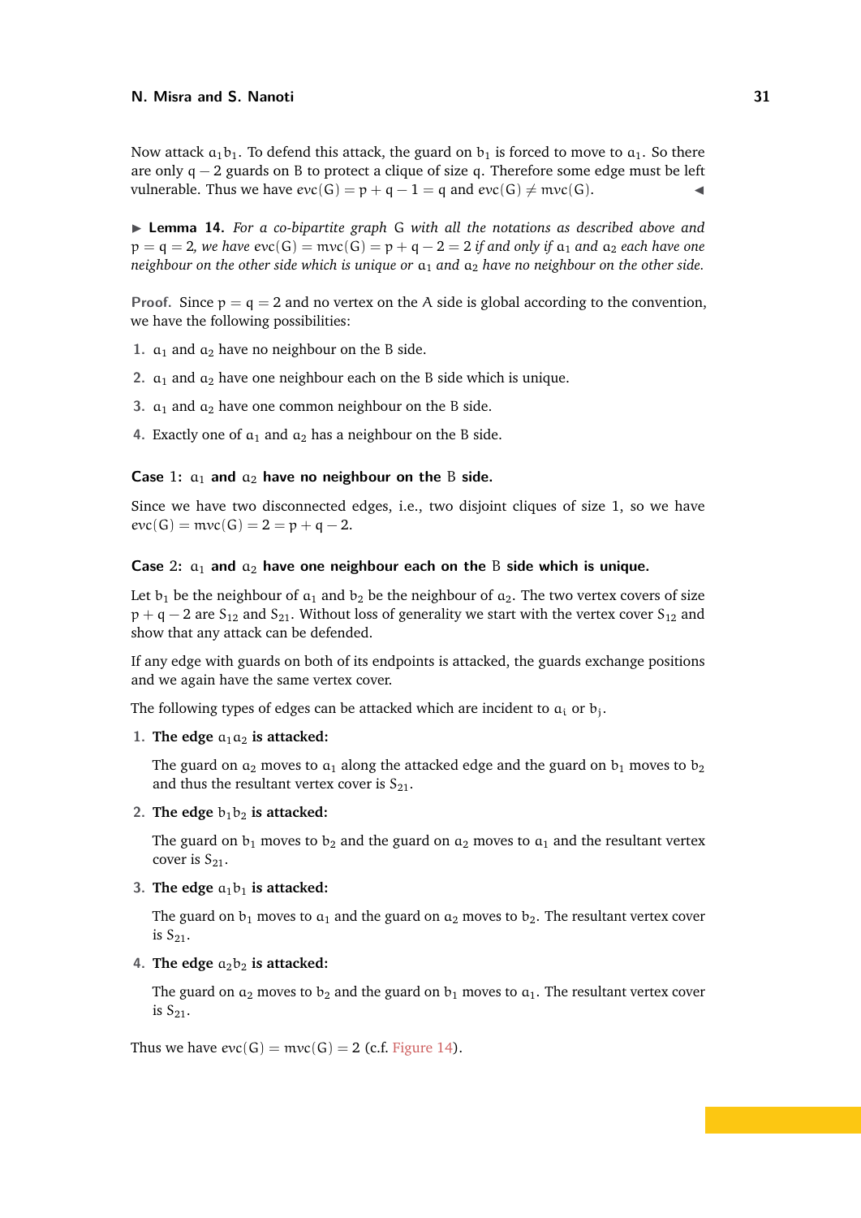Now attack $a_1b_1$. To defend this attack, the guard on $b_1$ is forced to move to $a_1$. So there are only $q-2$ guards on B to protect a clique of size q. Therefore some edge must be left vulnerable. Thus we have $evc(G) = p+q-1 = q$ and $evc(G) \neq mvc(G)$. ◀

▶ **Lemma 14.** *For a co-bipartite graph* G *with all the notations as described above and* $p = q = 2$*, we have* $evc(G) = mvc(G) = p+q-2 = 2$ *if and only if* $a_1$ *and* $a_2$ *each have one neighbour on the other side which is unique or* $a_1$ *and* $a_2$ *have no neighbour on the other side.*

**Proof.** Since $p = q = 2$ and no vertex on the A side is global according to the convention, we have the following possibilities:

1. $a_1$ and $a_2$ have no neighbour on the B side.
2. $a_1$ and $a_2$ have one neighbour each on the B side which is unique.
3. $a_1$ and $a_2$ have one common neighbour on the B side.
4. Exactly one of $a_1$ and $a_2$ has a neighbour on the B side.

**Case 1: $a_1$ and $a_2$ have no neighbour on the B side.**

Since we have two disconnected edges, i.e., two disjoint cliques of size 1, so we have $evc(G) = mvc(G) = 2 = p+q-2$.

**Case 2: $a_1$ and $a_2$ have one neighbour each on the B side which is unique.**

Let $b_1$ be the neighbour of $a_1$ and $b_2$ be the neighbour of $a_2$. The two vertex covers of size $p+q-2$ are $S_{12}$ and $S_{21}$. Without loss of generality we start with the vertex cover $S_{12}$ and show that any attack can be defended.

If any edge with guards on both of its endpoints is attacked, the guards exchange positions and we again have the same vertex cover.

The following types of edges can be attacked which are incident to $a_i$ or $b_j$.

1. **The edge $a_1a_2$ is attacked:**

   The guard on $a_2$ moves to $a_1$ along the attacked edge and the guard on $b_1$ moves to $b_2$ and thus the resultant vertex cover is $S_{21}$.

2. **The edge $b_1b_2$ is attacked:**

   The guard on $b_1$ moves to $b_2$ and the guard on $a_2$ moves to $a_1$ and the resultant vertex cover is $S_{21}$.

3. **The edge $a_1b_1$ is attacked:**

   The guard on $b_1$ moves to $a_1$ and the guard on $a_2$ moves to $b_2$. The resultant vertex cover is $S_{21}$.

4. **The edge $a_2b_2$ is attacked:**

   The guard on $a_2$ moves to $b_2$ and the guard on $b_1$ moves to $a_1$. The resultant vertex cover is $S_{21}$.

Thus we have $evc(G) = mvc(G) = 2$ (c.f. Figure 14).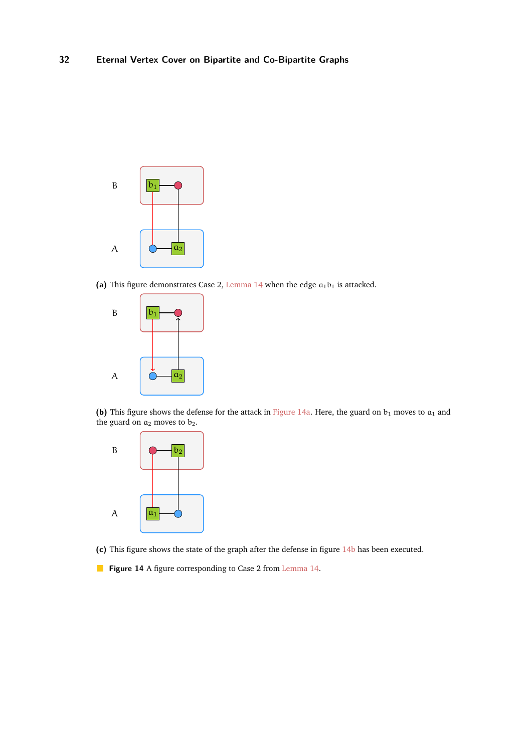(a) This figure demonstrates Case 2, Lemma 14 when the edge $a_1b_1$ is attacked.

(b) This figure shows the defense for the attack in Figure 14a. Here, the guard on $b_1$ moves to $a_1$ and the guard on $a_2$ moves to $b_2$.

(c) This figure shows the state of the graph after the defense in figure 14b has been executed.

**Figure 14** A figure corresponding to Case 2 from Lemma 14.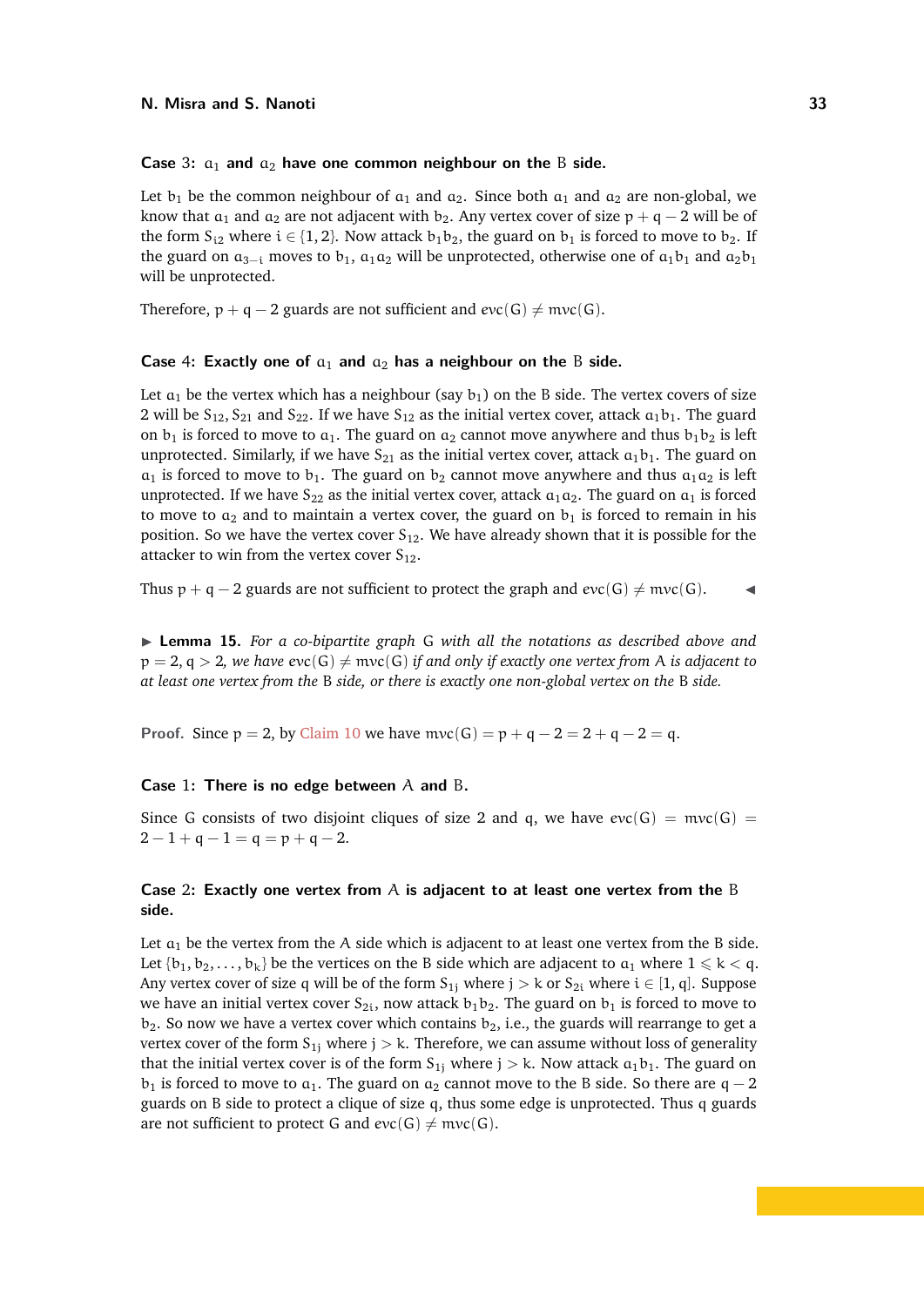**Case 3: $a_1$ and $a_2$ have one common neighbour on the B side.**

Let $b_1$ be the common neighbour of $a_1$ and $a_2$. Since both $a_1$ and $a_2$ are non-global, we know that $a_1$ and $a_2$ are not adjacent with $b_2$. Any vertex cover of size $p + q - 2$ will be of the form $S_{i2}$ where $i \in \{1, 2\}$. Now attack $b_1b_2$, the guard on $b_1$ is forced to move to $b_2$. If the guard on $a_{3-i}$ moves to $b_1$, $a_1a_2$ will be unprotected, otherwise one of $a_1b_1$ and $a_2b_1$ will be unprotected.

Therefore, $p + q - 2$ guards are not sufficient and $evc(G) \neq mvc(G)$.

**Case 4: Exactly one of $a_1$ and $a_2$ has a neighbour on the B side.**

Let $a_1$ be the vertex which has a neighbour (say $b_1$) on the B side. The vertex covers of size 2 will be $S_{12}, S_{21}$ and $S_{22}$. If we have $S_{12}$ as the initial vertex cover, attack $a_1b_1$. The guard on $b_1$ is forced to move to $a_1$. The guard on $a_2$ cannot move anywhere and thus $b_1b_2$ is left unprotected. Similarly, if we have $S_{21}$ as the initial vertex cover, attack $a_1b_1$. The guard on $a_1$ is forced to move to $b_1$. The guard on $b_2$ cannot move anywhere and thus $a_1a_2$ is left unprotected. If we have $S_{22}$ as the initial vertex cover, attack $a_1a_2$. The guard on $a_1$ is forced to move to $a_2$ and to maintain a vertex cover, the guard on $b_1$ is forced to remain in his position. So we have the vertex cover $S_{12}$. We have already shown that it is possible for the attacker to win from the vertex cover $S_{12}$.

Thus $p + q - 2$ guards are not sufficient to protect the graph and $evc(G) \neq mvc(G)$. ◂

▸ **Lemma 15.** *For a co-bipartite graph G with all the notations as described above and $p = 2, q > 2$, we have $evc(G) \neq mvc(G)$ if and only if exactly one vertex from A is adjacent to at least one vertex from the B side, or there is exactly one non-global vertex on the B side.*

**Proof.** Since $p = 2$, by Claim 10 we have $mvc(G) = p + q - 2 = 2 + q - 2 = q$.

**Case 1: There is no edge between A and B.**

Since G consists of two disjoint cliques of size 2 and q, we have $evc(G) = mvc(G) = 2 - 1 + q - 1 = q = p + q - 2$.

**Case 2: Exactly one vertex from A is adjacent to at least one vertex from the B side.**

Let $a_1$ be the vertex from the A side which is adjacent to at least one vertex from the B side. Let $\{b_1, b_2, \ldots, b_k\}$ be the vertices on the B side which are adjacent to $a_1$ where $1 \leqslant k < q$. Any vertex cover of size q will be of the form $S_{1j}$ where $j > k$ or $S_{2i}$ where $i \in [1, q]$. Suppose we have an initial vertex cover $S_{2i}$, now attack $b_1b_2$. The guard on $b_1$ is forced to move to $b_2$. So now we have a vertex cover which contains $b_2$, i.e., the guards will rearrange to get a vertex cover of the form $S_{1j}$ where $j > k$. Therefore, we can assume without loss of generality that the initial vertex cover is of the form $S_{1j}$ where $j > k$. Now attack $a_1b_1$. The guard on $b_1$ is forced to move to $a_1$. The guard on $a_2$ cannot move to the B side. So there are $q - 2$ guards on B side to protect a clique of size q, thus some edge is unprotected. Thus q guards are not sufficient to protect G and $evc(G) \neq mvc(G)$.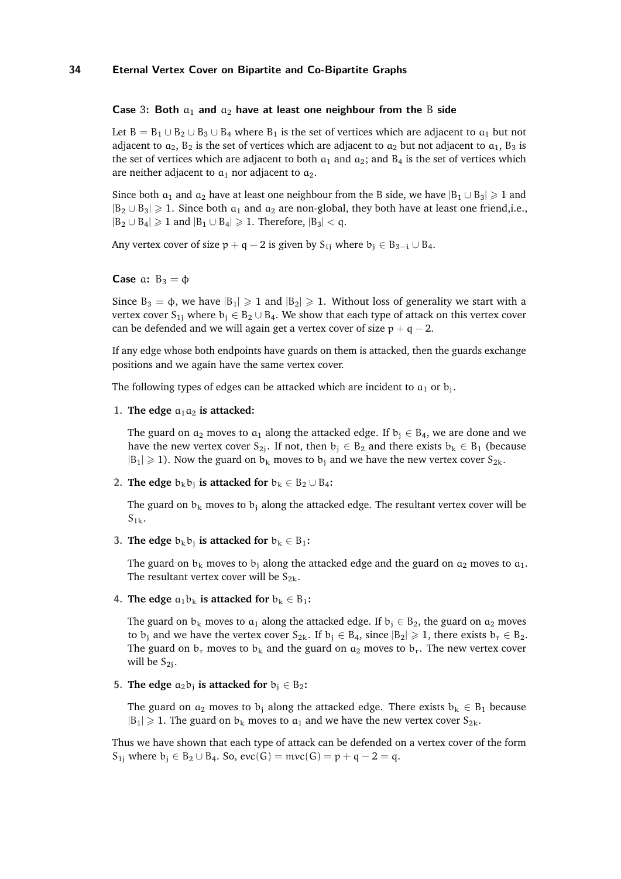#### Case 3: Both $a_1$ and $a_2$ have at least one neighbour from the B side

Let $B = B_1 \cup B_2 \cup B_3 \cup B_4$ where $B_1$ is the set of vertices which are adjacent to $a_1$ but not adjacent to $a_2$, $B_2$ is the set of vertices which are adjacent to $a_2$ but not adjacent to $a_1$, $B_3$ is the set of vertices which are adjacent to both $a_1$ and $a_2$; and $B_4$ is the set of vertices which are neither adjacent to $a_1$ nor adjacent to $a_2$.

Since both $a_1$ and $a_2$ have at least one neighbour from the B side, we have $|B_1 \cup B_3| \geqslant 1$ and $|B_2 \cup B_3| \geqslant 1$. Since both $a_1$ and $a_2$ are non-global, they both have at least one friend,i.e., $|B_2 \cup B_4| \geqslant 1$ and $|B_1 \cup B_4| \geqslant 1$. Therefore, $|B_3| < q$.

Any vertex cover of size $p + q - 2$ is given by $S_{ij}$ where $b_j \in B_{3-i} \cup B_4$.

#### Case a: $B_3 = \phi$

Since $B_3 = \phi$, we have $|B_1| \geqslant 1$ and $|B_2| \geqslant 1$. Without loss of generality we start with a vertex cover $S_{1j}$ where $b_j \in B_2 \cup B_4$. We show that each type of attack on this vertex cover can be defended and we will again get a vertex cover of size $p + q - 2$.

If any edge whose both endpoints have guards on them is attacked, then the guards exchange positions and we again have the same vertex cover.

The following types of edges can be attacked which are incident to $a_1$ or $b_j$.

1. **The edge $a_1a_2$ is attacked:**

   The guard on $a_2$ moves to $a_1$ along the attacked edge. If $b_j \in B_4$, we are done and we have the new vertex cover $S_{2j}$. If not, then $b_j \in B_2$ and there exists $b_k \in B_1$ (because $|B_1| \geqslant 1$). Now the guard on $b_k$ moves to $b_j$ and we have the new vertex cover $S_{2k}$.

2. **The edge $b_kb_j$ is attacked for $b_k \in B_2 \cup B_4$:**

   The guard on $b_k$ moves to $b_j$ along the attacked edge. The resultant vertex cover will be $S_{1k}$.

3. **The edge $b_kb_j$ is attacked for $b_k \in B_1$:**

   The guard on $b_k$ moves to $b_j$ along the attacked edge and the guard on $a_2$ moves to $a_1$. The resultant vertex cover will be $S_{2k}$.

4. **The edge $a_1b_k$ is attacked for $b_k \in B_1$:**

   The guard on $b_k$ moves to $a_1$ along the attacked edge. If $b_j \in B_2$, the guard on $a_2$ moves to $b_j$ and we have the vertex cover $S_{2k}$. If $b_j \in B_4$, since $|B_2| \geqslant 1$, there exists $b_r \in B_2$. The guard on $b_r$ moves to $b_k$ and the guard on $a_2$ moves to $b_r$. The new vertex cover will be $S_{2j}$.

5. **The edge $a_2b_j$ is attacked for $b_j \in B_2$:**

   The guard on $a_2$ moves to $b_j$ along the attacked edge. There exists $b_k \in B_1$ because $|B_1| \geqslant 1$. The guard on $b_k$ moves to $a_1$ and we have the new vertex cover $S_{2k}$.

Thus we have shown that each type of attack can be defended on a vertex cover of the form $S_{1j}$ where $b_j \in B_2 \cup B_4$. So, $evc(G) = mvc(G) = p + q - 2 = q$.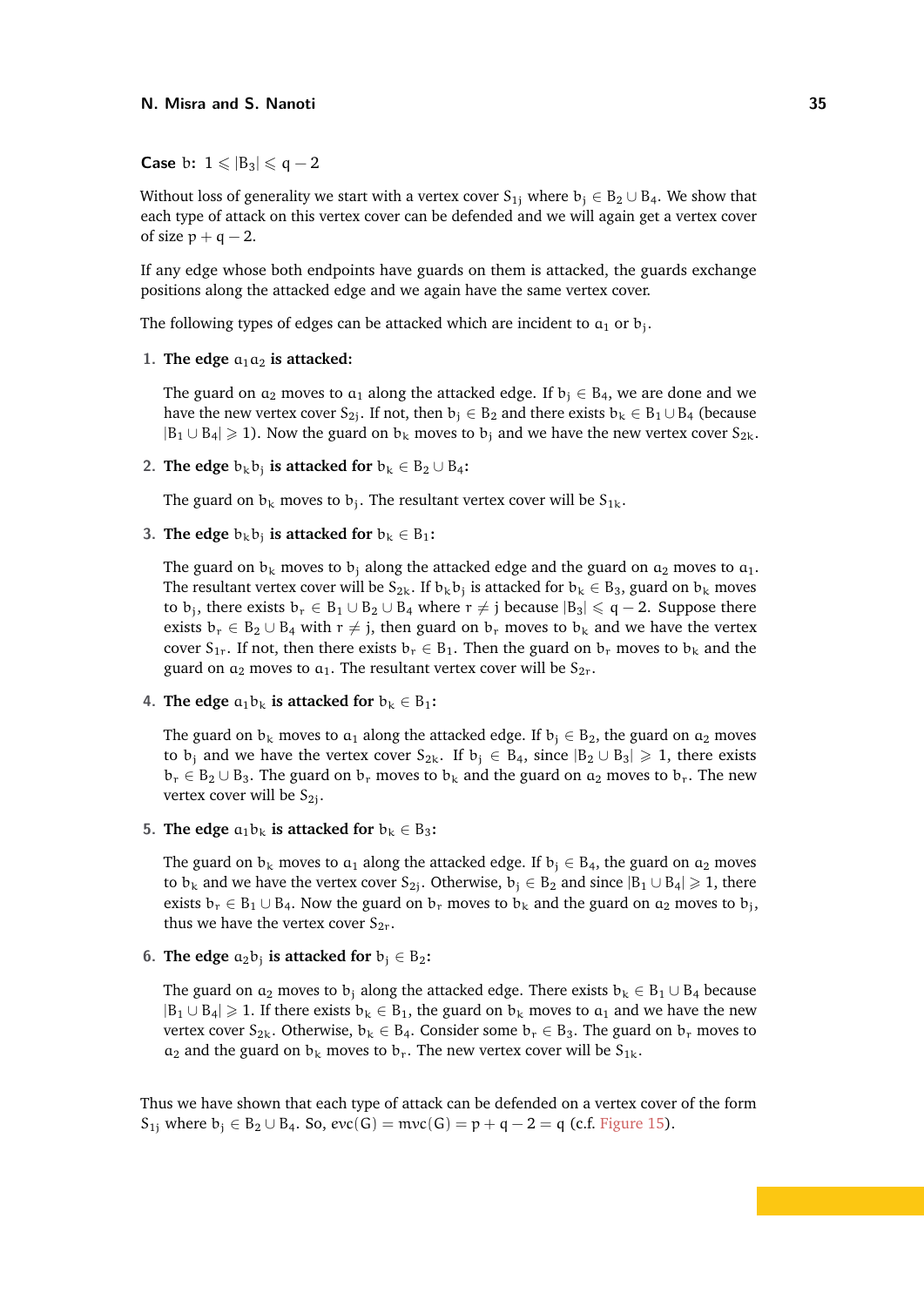**Case** b: $1 \leqslant |B_3| \leqslant q-2$

Without loss of generality we start with a vertex cover $S_{1j}$ where $b_j \in B_2 \cup B_4$. We show that each type of attack on this vertex cover can be defended and we will again get a vertex cover of size $p+q-2$.

If any edge whose both endpoints have guards on them is attacked, the guards exchange positions along the attacked edge and we again have the same vertex cover.

The following types of edges can be attacked which are incident to $a_1$ or $b_j$.

1. **The edge $a_1a_2$ is attacked:**

   The guard on $a_2$ moves to $a_1$ along the attacked edge. If $b_j \in B_4$, we are done and we have the new vertex cover $S_{2j}$. If not, then $b_j \in B_2$ and there exists $b_k \in B_1 \cup B_4$ (because $|B_1 \cup B_4| \geqslant 1$). Now the guard on $b_k$ moves to $b_j$ and we have the new vertex cover $S_{2k}$.

2. **The edge $b_kb_j$ is attacked for $b_k \in B_2 \cup B_4$:**

   The guard on $b_k$ moves to $b_j$. The resultant vertex cover will be $S_{1k}$.

3. **The edge $b_kb_j$ is attacked for $b_k \in B_1$:**

   The guard on $b_k$ moves to $b_j$ along the attacked edge and the guard on $a_2$ moves to $a_1$. The resultant vertex cover will be $S_{2k}$. If $b_kb_j$ is attacked for $b_k \in B_3$, guard on $b_k$ moves to $b_j$, there exists $b_r \in B_1 \cup B_2 \cup B_4$ where $r \neq j$ because $|B_3| \leqslant q-2$. Suppose there exists $b_r \in B_2 \cup B_4$ with $r \neq j$, then guard on $b_r$ moves to $b_k$ and we have the vertex cover $S_{1r}$. If not, then there exists $b_r \in B_1$. Then the guard on $b_r$ moves to $b_k$ and the guard on $a_2$ moves to $a_1$. The resultant vertex cover will be $S_{2r}$.

4. **The edge $a_1b_k$ is attacked for $b_k \in B_1$:**

   The guard on $b_k$ moves to $a_1$ along the attacked edge. If $b_j \in B_2$, the guard on $a_2$ moves to $b_j$ and we have the vertex cover $S_{2k}$. If $b_j \in B_4$, since $|B_2 \cup B_3| \geqslant 1$, there exists $b_r \in B_2 \cup B_3$. The guard on $b_r$ moves to $b_k$ and the guard on $a_2$ moves to $b_r$. The new vertex cover will be $S_{2j}$.

5. **The edge $a_1b_k$ is attacked for $b_k \in B_3$:**

   The guard on $b_k$ moves to $a_1$ along the attacked edge. If $b_j \in B_4$, the guard on $a_2$ moves to $b_k$ and we have the vertex cover $S_{2j}$. Otherwise, $b_j \in B_2$ and since $|B_1 \cup B_4| \geqslant 1$, there exists $b_r \in B_1 \cup B_4$. Now the guard on $b_r$ moves to $b_k$ and the guard on $a_2$ moves to $b_j$, thus we have the vertex cover $S_{2r}$.

6. **The edge $a_2b_j$ is attacked for $b_j \in B_2$:**

   The guard on $a_2$ moves to $b_j$ along the attacked edge. There exists $b_k \in B_1 \cup B_4$ because $|B_1 \cup B_4| \geqslant 1$. If there exists $b_k \in B_1$, the guard on $b_k$ moves to $a_1$ and we have the new vertex cover $S_{2k}$. Otherwise, $b_k \in B_4$. Consider some $b_r \in B_3$. The guard on $b_r$ moves to $a_2$ and the guard on $b_k$ moves to $b_r$. The new vertex cover will be $S_{1k}$.

Thus we have shown that each type of attack can be defended on a vertex cover of the form $S_{1j}$ where $b_j \in B_2 \cup B_4$. So, $evc(G) = mvc(G) = p+q-2 = q$ (c.f. Figure 15).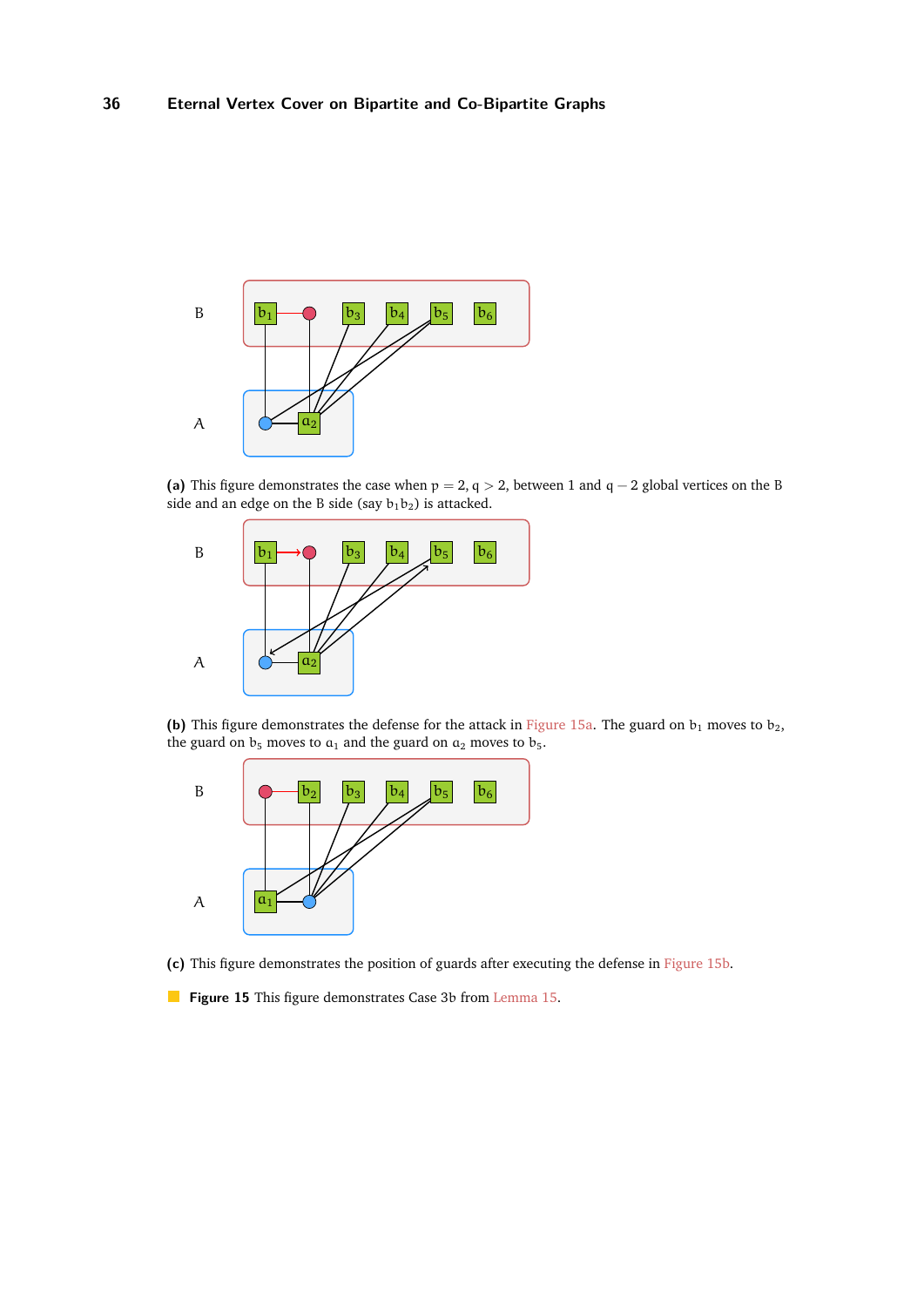**(a)** This figure demonstrates the case when $p = 2$, $q > 2$, between 1 and $q - 2$ global vertices on the B side and an edge on the B side (say $b_1b_2$) is attacked.

**(b)** This figure demonstrates the defense for the attack in Figure 15a. The guard on $b_1$ moves to $b_2$, the guard on $b_5$ moves to $a_1$ and the guard on $a_2$ moves to $b_5$.

**(c)** This figure demonstrates the position of guards after executing the defense in Figure 15b.

**Figure 15** This figure demonstrates Case 3b from Lemma 15.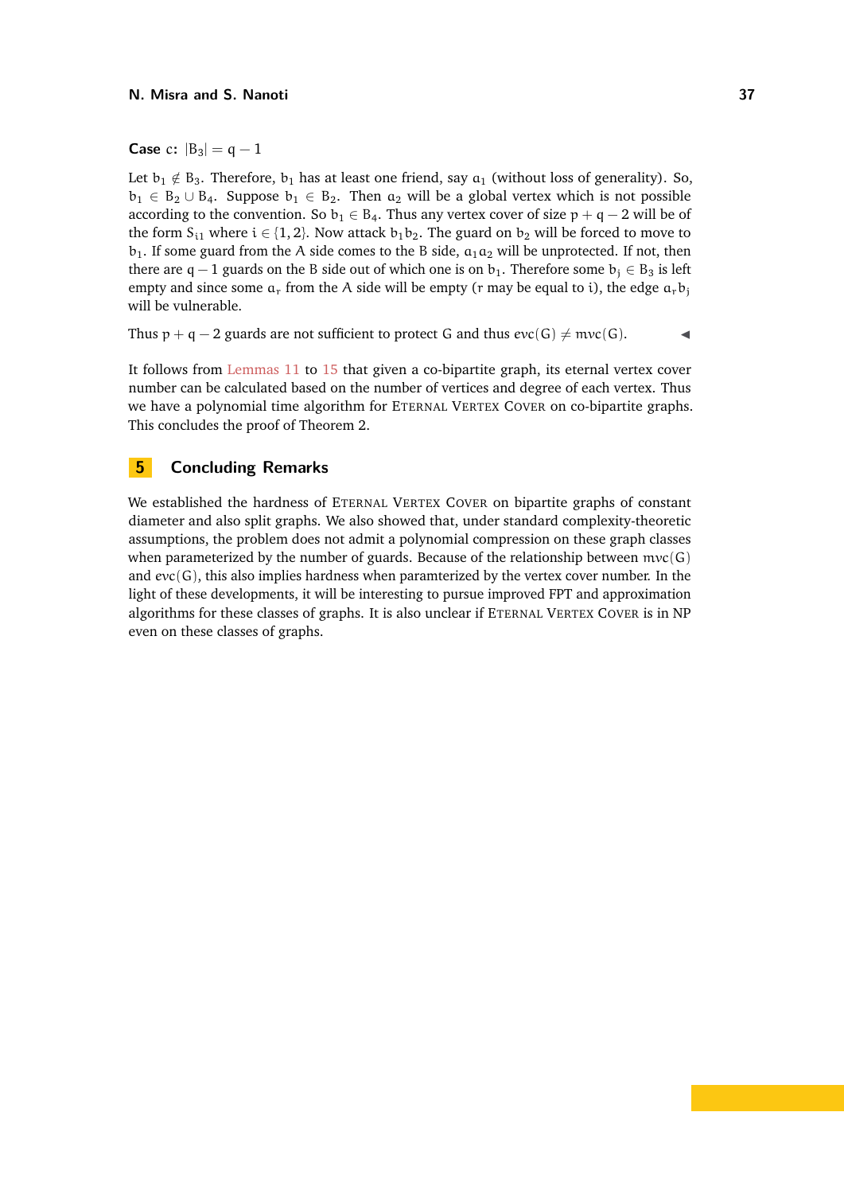**Case c:** $|B_3| = q - 1$

Let $b_1 \notin B_3$. Therefore, $b_1$ has at least one friend, say $a_1$ (without loss of generality). So, $b_1 \in B_2 \cup B_4$. Suppose $b_1 \in B_2$. Then $a_2$ will be a global vertex which is not possible according to the convention. So $b_1 \in B_4$. Thus any vertex cover of size $p + q - 2$ will be of the form $S_{i1}$ where $i \in \{1, 2\}$. Now attack $b_1 b_2$. The guard on $b_2$ will be forced to move to $b_1$. If some guard from the A side comes to the B side, $a_1 a_2$ will be unprotected. If not, then there are $q - 1$ guards on the B side out of which one is on $b_1$. Therefore some $b_j \in B_3$ is left empty and since some $a_r$ from the A side will be empty ($r$ may be equal to $i$), the edge $a_r b_j$ will be vulnerable.

Thus $p + q - 2$ guards are not sufficient to protect G and thus $evc(G) \neq mvc(G)$. ◀

It follows from Lemmas 11 to 15 that given a co-bipartite graph, its eternal vertex cover number can be calculated based on the number of vertices and degree of each vertex. Thus we have a polynomial time algorithm for Eternal Vertex Cover on co-bipartite graphs. This concludes the proof of Theorem 2.

## 5 Concluding Remarks

We established the hardness of Eternal Vertex Cover on bipartite graphs of constant diameter and also split graphs. We also showed that, under standard complexity-theoretic assumptions, the problem does not admit a polynomial compression on these graph classes when parameterized by the number of guards. Because of the relationship between $mvc(G)$ and $evc(G)$, this also implies hardness when paramterized by the vertex cover number. In the light of these developments, it will be interesting to pursue improved FPT and approximation algorithms for these classes of graphs. It is also unclear if Eternal Vertex Cover is in NP even on these classes of graphs.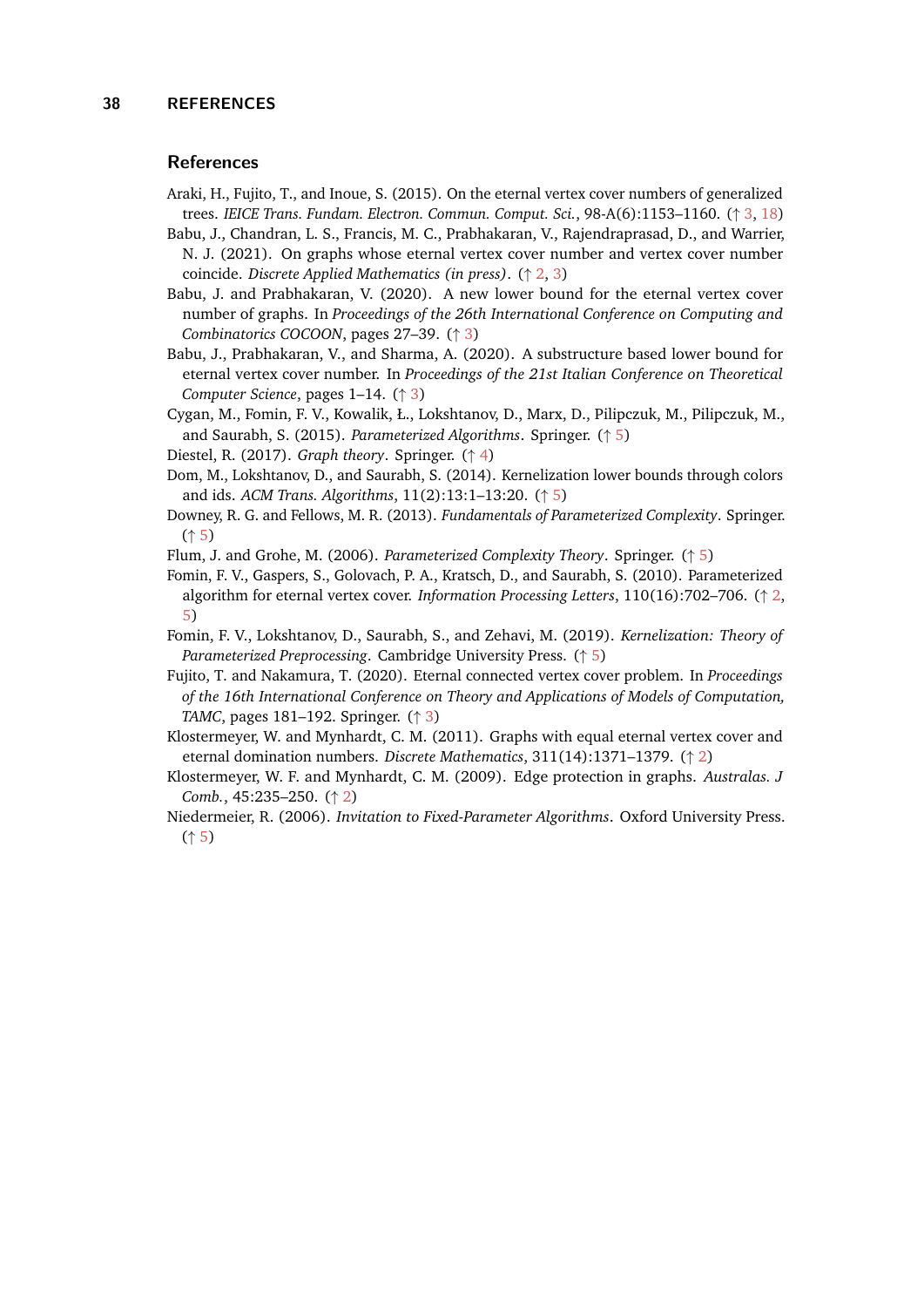## References

Araki, H., Fujito, T., and Inoue, S. (2015). On the eternal vertex cover numbers of generalized trees. *IEICE Trans. Fundam. Electron. Commun. Comput. Sci.*, 98-A(6):1153–1160. (↑ 3, 18)

Babu, J., Chandran, L. S., Francis, M. C., Prabhakaran, V., Rajendraprasad, D., and Warrier, N. J. (2021). On graphs whose eternal vertex cover number and vertex cover number coincide. *Discrete Applied Mathematics (in press)*. (↑ 2, 3)

Babu, J. and Prabhakaran, V. (2020). A new lower bound for the eternal vertex cover number of graphs. In *Proceedings of the 26th International Conference on Computing and Combinatorics COCOON*, pages 27–39. (↑ 3)

Babu, J., Prabhakaran, V., and Sharma, A. (2020). A substructure based lower bound for eternal vertex cover number. In *Proceedings of the 21st Italian Conference on Theoretical Computer Science*, pages 1–14. (↑ 3)

Cygan, M., Fomin, F. V., Kowalik, Ł., Lokshtanov, D., Marx, D., Pilipczuk, M., Pilipczuk, M., and Saurabh, S. (2015). *Parameterized Algorithms*. Springer. (↑ 5)

Diestel, R. (2017). *Graph theory*. Springer. (↑ 4)

Dom, M., Lokshtanov, D., and Saurabh, S. (2014). Kernelization lower bounds through colors and ids. *ACM Trans. Algorithms*, 11(2):13:1–13:20. (↑ 5)

Downey, R. G. and Fellows, M. R. (2013). *Fundamentals of Parameterized Complexity*. Springer. (↑ 5)

Flum, J. and Grohe, M. (2006). *Parameterized Complexity Theory*. Springer. (↑ 5)

Fomin, F. V., Gaspers, S., Golovach, P. A., Kratsch, D., and Saurabh, S. (2010). Parameterized algorithm for eternal vertex cover. *Information Processing Letters*, 110(16):702–706. (↑ 2, 5)

Fomin, F. V., Lokshtanov, D., Saurabh, S., and Zehavi, M. (2019). *Kernelization: Theory of Parameterized Preprocessing*. Cambridge University Press. (↑ 5)

Fujito, T. and Nakamura, T. (2020). Eternal connected vertex cover problem. In *Proceedings of the 16th International Conference on Theory and Applications of Models of Computation, TAMC*, pages 181–192. Springer. (↑ 3)

Klostermeyer, W. and Mynhardt, C. M. (2011). Graphs with equal eternal vertex cover and eternal domination numbers. *Discrete Mathematics*, 311(14):1371–1379. (↑ 2)

Klostermeyer, W. F. and Mynhardt, C. M. (2009). Edge protection in graphs. *Australas. J Comb.*, 45:235–250. (↑ 2)

Niedermeier, R. (2006). *Invitation to Fixed-Parameter Algorithms*. Oxford University Press. (↑ 5)